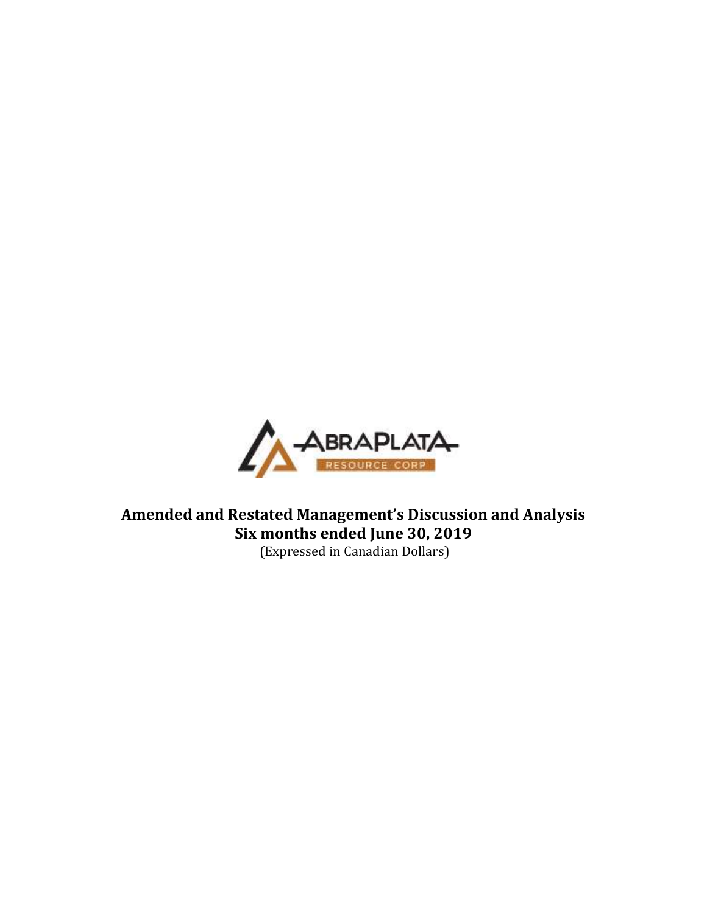# Amended and Restated Management's Discussion and Analysis

## Six months ended June 30, 2019

(Expressed in Canadian Dollars)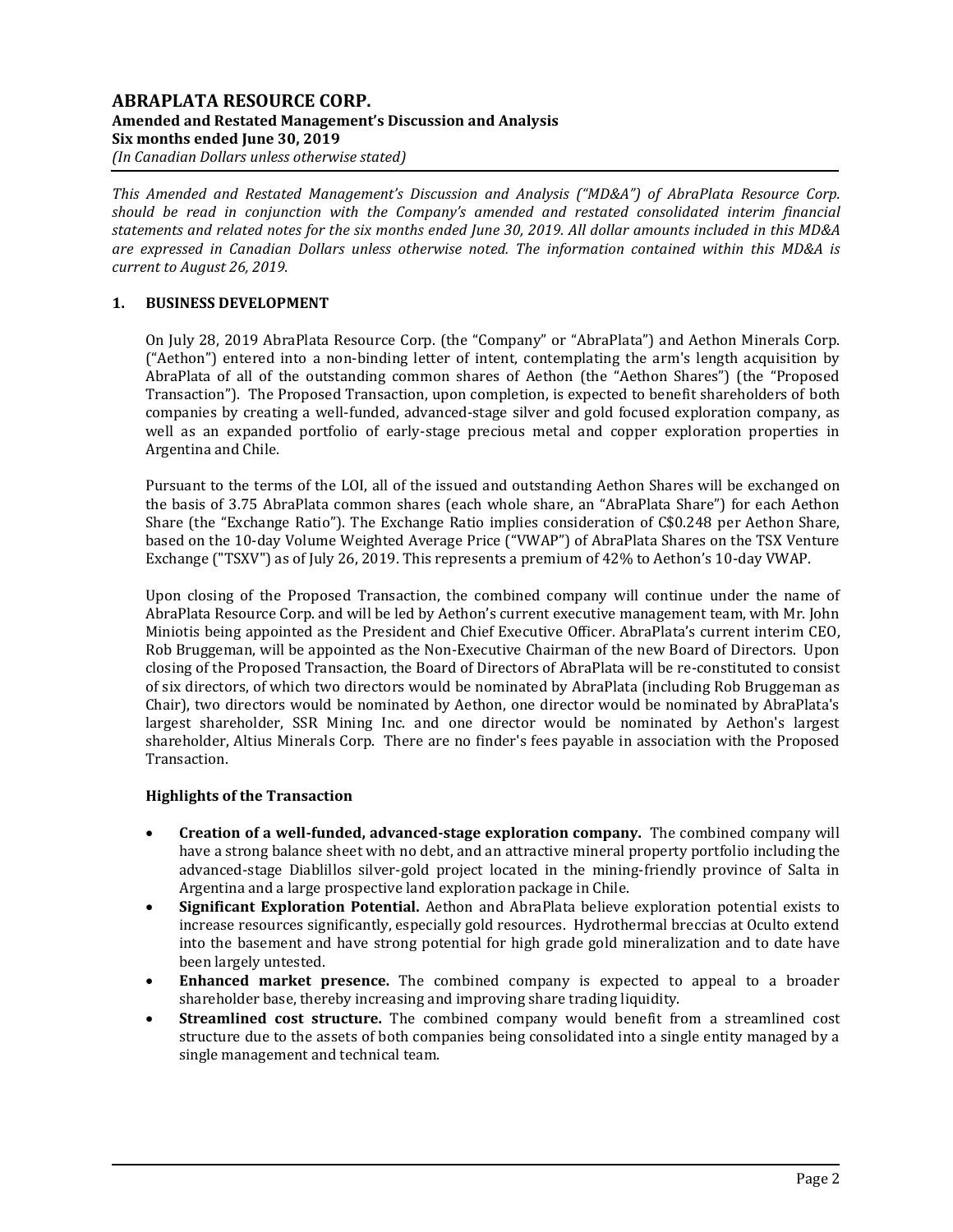*This Amended and Restated Management's Discussion and Analysis ("MD&A") of AbraPlata Resource Corp. should be read in conjunction with the Company's amended and restated consolidated interim financial statements and related notes for the six months ended June 30, 2019. All dollar amounts included in this MD&A are expressed in Canadian Dollars unless otherwise noted. The information contained within this MD&A is current to August 26, 2019.*

## 1. BUSINESS DEVELOPMENT

On July 28, 2019 AbraPlata Resource Corp. (the "Company" or "AbraPlata") and Aethon Minerals Corp. ("Aethon") entered into a non-binding letter of intent, contemplating the arm's length acquisition by AbraPlata of all of the outstanding common shares of Aethon (the "Aethon Shares") (the "Proposed Transaction"). The Proposed Transaction, upon completion, is expected to benefit shareholders of both companies by creating a well-funded, advanced-stage silver and gold focused exploration company, as well as an expanded portfolio of early-stage precious metal and copper exploration properties in Argentina and Chile.

Pursuant to the terms of the LOI, all of the issued and outstanding Aethon Shares will be exchanged on the basis of 3.75 AbraPlata common shares (each whole share, an "AbraPlata Share") for each Aethon Share (the "Exchange Ratio"). The Exchange Ratio implies consideration of C$0.248 per Aethon Share, based on the 10-day Volume Weighted Average Price ("VWAP") of AbraPlata Shares on the TSX Venture Exchange ("TSXV") as of July 26, 2019. This represents a premium of 42% to Aethon's 10-day VWAP.

Upon closing of the Proposed Transaction, the combined company will continue under the name of AbraPlata Resource Corp. and will be led by Aethon's current executive management team, with Mr. John Miniotis being appointed as the President and Chief Executive Officer. AbraPlata's current interim CEO, Rob Bruggeman, will be appointed as the Non-Executive Chairman of the new Board of Directors. Upon closing of the Proposed Transaction, the Board of Directors of AbraPlata will be re-constituted to consist of six directors, of which two directors would be nominated by AbraPlata (including Rob Bruggeman as Chair), two directors would be nominated by Aethon, one director would be nominated by AbraPlata's largest shareholder, SSR Mining Inc. and one director would be nominated by Aethon's largest shareholder, Altius Minerals Corp. There are no finder's fees payable in association with the Proposed Transaction.

### Highlights of the Transaction

- **Creation of a well-funded, advanced-stage exploration company.** The combined company will have a strong balance sheet with no debt, and an attractive mineral property portfolio including the advanced-stage Diablillos silver-gold project located in the mining-friendly province of Salta in Argentina and a large prospective land exploration package in Chile.
- **Significant Exploration Potential.** Aethon and AbraPlata believe exploration potential exists to increase resources significantly, especially gold resources. Hydrothermal breccias at Oculto extend into the basement and have strong potential for high grade gold mineralization and to date have been largely untested.
- **Enhanced market presence.** The combined company is expected to appeal to a broader shareholder base, thereby increasing and improving share trading liquidity.
- **Streamlined cost structure.** The combined company would benefit from a streamlined cost structure due to the assets of both companies being consolidated into a single entity managed by a single management and technical team.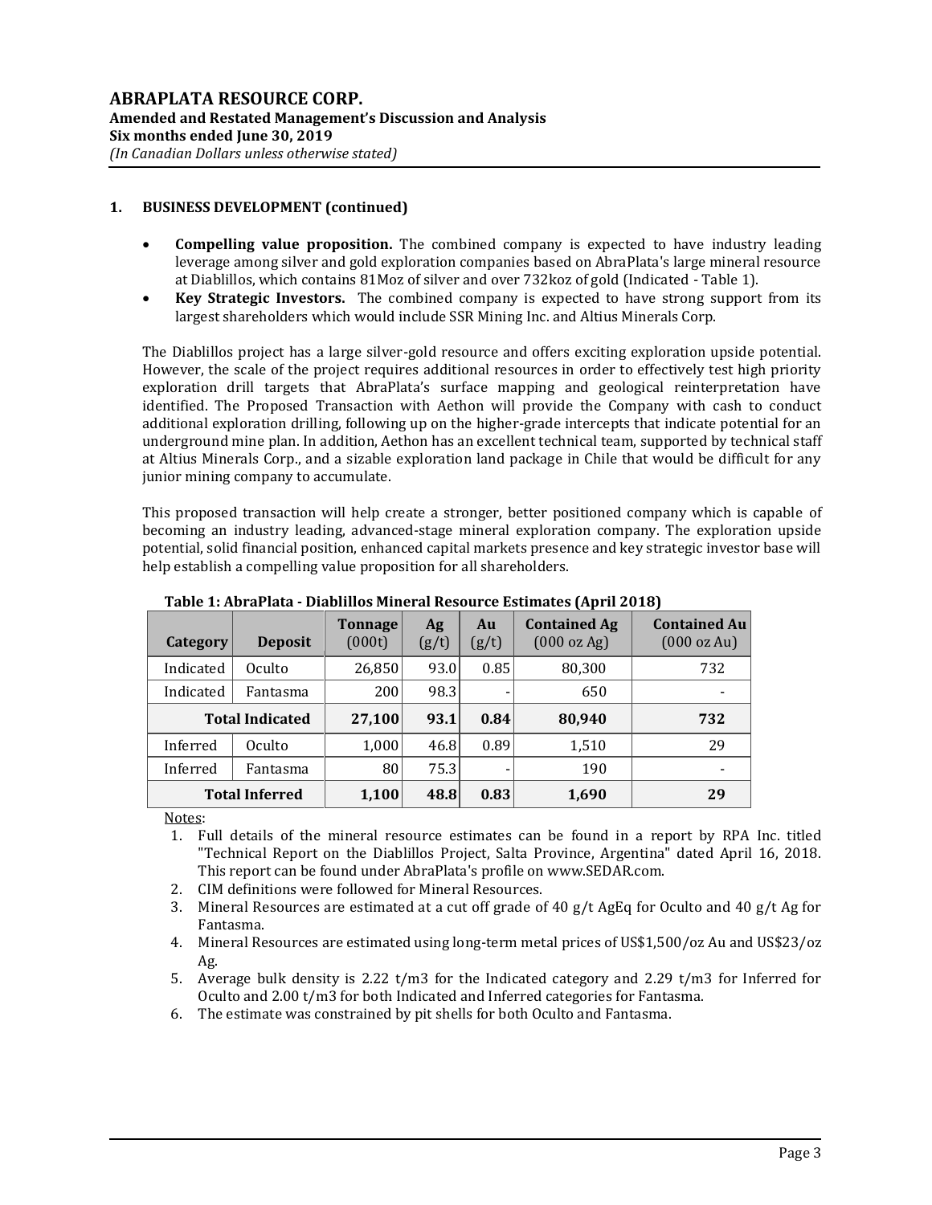## 1. BUSINESS DEVELOPMENT (continued)

- **Compelling value proposition.** The combined company is expected to have industry leading leverage among silver and gold exploration companies based on AbraPlata's large mineral resource at Diablillos, which contains 81Moz of silver and over 732koz of gold (Indicated - Table 1).
- **Key Strategic Investors.** The combined company is expected to have strong support from its largest shareholders which would include SSR Mining Inc. and Altius Minerals Corp.

The Diablillos project has a large silver-gold resource and offers exciting exploration upside potential. However, the scale of the project requires additional resources in order to effectively test high priority exploration drill targets that AbraPlata's surface mapping and geological reinterpretation have identified. The Proposed Transaction with Aethon will provide the Company with cash to conduct additional exploration drilling, following up on the higher-grade intercepts that indicate potential for an underground mine plan. In addition, Aethon has an excellent technical team, supported by technical staff at Altius Minerals Corp., and a sizable exploration land package in Chile that would be difficult for any junior mining company to accumulate.

This proposed transaction will help create a stronger, better positioned company which is capable of becoming an industry leading, advanced-stage mineral exploration company. The exploration upside potential, solid financial position, enhanced capital markets presence and key strategic investor base will help establish a compelling value proposition for all shareholders.

**Table 1: AbraPlata - Diablillos Mineral Resource Estimates (April 2018)**

| Category | Deposit | Tonnage (000t) | Ag (g/t) | Au (g/t) | Contained Ag (000 oz Ag) | Contained Au (000 oz Au) |
|---|---|---|---|---|---|---|
| Indicated | Oculto | 26,850 | 93.0 | 0.85 | 80,300 | 732 |
| Indicated | Fantasma | 200 | 98.3 | - | 650 | - |
| **Total Indicated** | | **27,100** | **93.1** | **0.84** | **80,940** | **732** |
| Inferred | Oculto | 1,000 | 46.8 | 0.89 | 1,510 | 29 |
| Inferred | Fantasma | 80 | 75.3 | - | 190 | - |
| **Total Inferred** | | **1,100** | **48.8** | **0.83** | **1,690** | **29** |

Notes:

1. Full details of the mineral resource estimates can be found in a report by RPA Inc. titled "Technical Report on the Diablillos Project, Salta Province, Argentina" dated April 16, 2018. This report can be found under AbraPlata's profile on www.SEDAR.com.
2. CIM definitions were followed for Mineral Resources.
3. Mineral Resources are estimated at a cut off grade of 40 g/t AgEq for Oculto and 40 g/t Ag for Fantasma.
4. Mineral Resources are estimated using long-term metal prices of US$1,500/oz Au and US$23/oz Ag.
5. Average bulk density is 2.22 t/m3 for the Indicated category and 2.29 t/m3 for Inferred for Oculto and 2.00 t/m3 for both Indicated and Inferred categories for Fantasma.
6. The estimate was constrained by pit shells for both Oculto and Fantasma.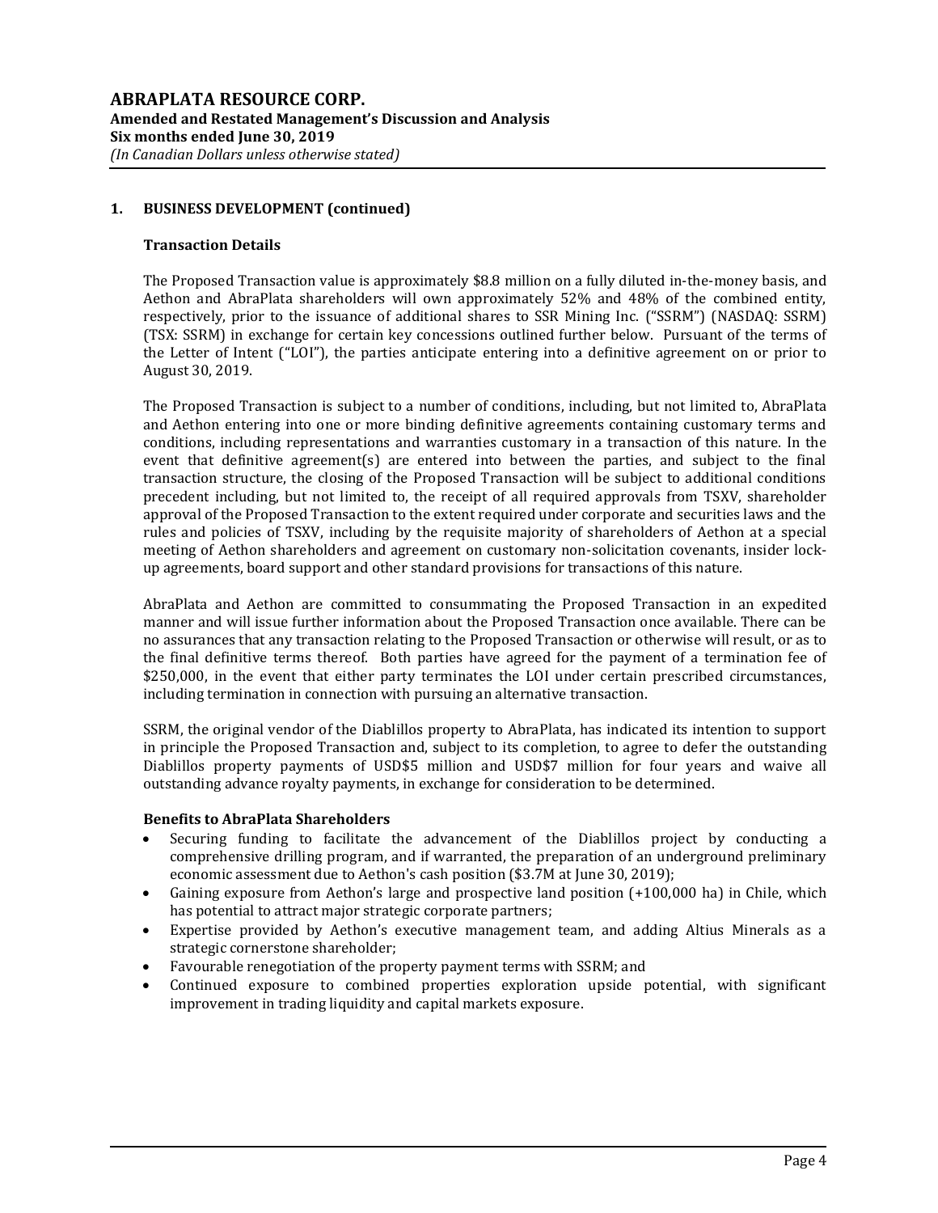## 1. BUSINESS DEVELOPMENT (continued)

### Transaction Details

The Proposed Transaction value is approximately $8.8 million on a fully diluted in-the-money basis, and Aethon and AbraPlata shareholders will own approximately 52% and 48% of the combined entity, respectively, prior to the issuance of additional shares to SSR Mining Inc. ("SSRM") (NASDAQ: SSRM) (TSX: SSRM) in exchange for certain key concessions outlined further below. Pursuant of the terms of the Letter of Intent ("LOI"), the parties anticipate entering into a definitive agreement on or prior to August 30, 2019.

The Proposed Transaction is subject to a number of conditions, including, but not limited to, AbraPlata and Aethon entering into one or more binding definitive agreements containing customary terms and conditions, including representations and warranties customary in a transaction of this nature. In the event that definitive agreement(s) are entered into between the parties, and subject to the final transaction structure, the closing of the Proposed Transaction will be subject to additional conditions precedent including, but not limited to, the receipt of all required approvals from TSXV, shareholder approval of the Proposed Transaction to the extent required under corporate and securities laws and the rules and policies of TSXV, including by the requisite majority of shareholders of Aethon at a special meeting of Aethon shareholders and agreement on customary non-solicitation covenants, insider lock-up agreements, board support and other standard provisions for transactions of this nature.

AbraPlata and Aethon are committed to consummating the Proposed Transaction in an expedited manner and will issue further information about the Proposed Transaction once available. There can be no assurances that any transaction relating to the Proposed Transaction or otherwise will result, or as to the final definitive terms thereof. Both parties have agreed for the payment of a termination fee of $250,000, in the event that either party terminates the LOI under certain prescribed circumstances, including termination in connection with pursuing an alternative transaction.

SSRM, the original vendor of the Diablillos property to AbraPlata, has indicated its intention to support in principle the Proposed Transaction and, subject to its completion, to agree to defer the outstanding Diablillos property payments of USD$5 million and USD$7 million for four years and waive all outstanding advance royalty payments, in exchange for consideration to be determined.

### Benefits to AbraPlata Shareholders

- Securing funding to facilitate the advancement of the Diablillos project by conducting a comprehensive drilling program, and if warranted, the preparation of an underground preliminary economic assessment due to Aethon's cash position ($3.7M at June 30, 2019);
- Gaining exposure from Aethon's large and prospective land position (+100,000 ha) in Chile, which has potential to attract major strategic corporate partners;
- Expertise provided by Aethon's executive management team, and adding Altius Minerals as a strategic cornerstone shareholder;
- Favourable renegotiation of the property payment terms with SSRM; and
- Continued exposure to combined properties exploration upside potential, with significant improvement in trading liquidity and capital markets exposure.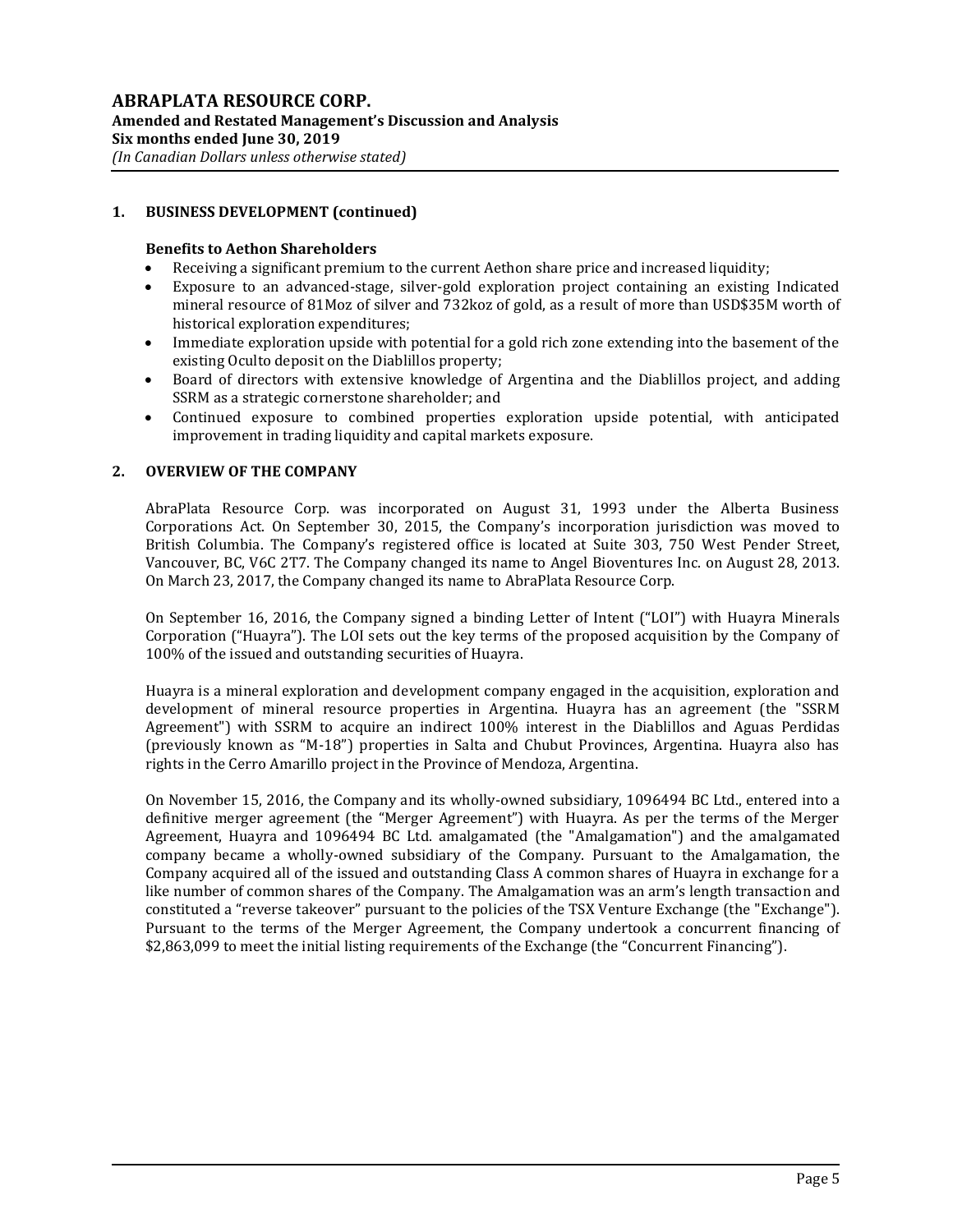## 1. BUSINESS DEVELOPMENT (continued)

### Benefits to Aethon Shareholders

- Receiving a significant premium to the current Aethon share price and increased liquidity;
- Exposure to an advanced-stage, silver-gold exploration project containing an existing Indicated mineral resource of 81Moz of silver and 732koz of gold, as a result of more than USD$35M worth of historical exploration expenditures;
- Immediate exploration upside with potential for a gold rich zone extending into the basement of the existing Oculto deposit on the Diablillos property;
- Board of directors with extensive knowledge of Argentina and the Diablillos project, and adding SSRM as a strategic cornerstone shareholder; and
- Continued exposure to combined properties exploration upside potential, with anticipated improvement in trading liquidity and capital markets exposure.

## 2. OVERVIEW OF THE COMPANY

AbraPlata Resource Corp. was incorporated on August 31, 1993 under the Alberta Business Corporations Act. On September 30, 2015, the Company's incorporation jurisdiction was moved to British Columbia. The Company's registered office is located at Suite 303, 750 West Pender Street, Vancouver, BC, V6C 2T7. The Company changed its name to Angel Bioventures Inc. on August 28, 2013. On March 23, 2017, the Company changed its name to AbraPlata Resource Corp.

On September 16, 2016, the Company signed a binding Letter of Intent ("LOI") with Huayra Minerals Corporation ("Huayra"). The LOI sets out the key terms of the proposed acquisition by the Company of 100% of the issued and outstanding securities of Huayra.

Huayra is a mineral exploration and development company engaged in the acquisition, exploration and development of mineral resource properties in Argentina. Huayra has an agreement (the "SSRM Agreement") with SSRM to acquire an indirect 100% interest in the Diablillos and Aguas Perdidas (previously known as "M-18") properties in Salta and Chubut Provinces, Argentina. Huayra also has rights in the Cerro Amarillo project in the Province of Mendoza, Argentina.

On November 15, 2016, the Company and its wholly-owned subsidiary, 1096494 BC Ltd., entered into a definitive merger agreement (the "Merger Agreement") with Huayra. As per the terms of the Merger Agreement, Huayra and 1096494 BC Ltd. amalgamated (the "Amalgamation") and the amalgamated company became a wholly-owned subsidiary of the Company. Pursuant to the Amalgamation, the Company acquired all of the issued and outstanding Class A common shares of Huayra in exchange for a like number of common shares of the Company. The Amalgamation was an arm's length transaction and constituted a "reverse takeover" pursuant to the policies of the TSX Venture Exchange (the "Exchange"). Pursuant to the terms of the Merger Agreement, the Company undertook a concurrent financing of $2,863,099 to meet the initial listing requirements of the Exchange (the "Concurrent Financing").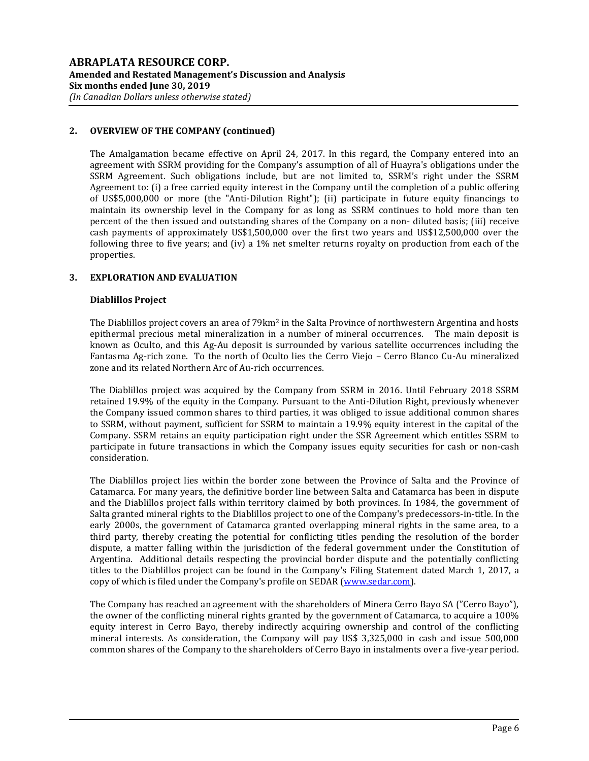## 2. OVERVIEW OF THE COMPANY (continued)

The Amalgamation became effective on April 24, 2017. In this regard, the Company entered into an agreement with SSRM providing for the Company's assumption of all of Huayra's obligations under the SSRM Agreement. Such obligations include, but are not limited to, SSRM's right under the SSRM Agreement to: (i) a free carried equity interest in the Company until the completion of a public offering of US$5,000,000 or more (the "Anti-Dilution Right"); (ii) participate in future equity financings to maintain its ownership level in the Company for as long as SSRM continues to hold more than ten percent of the then issued and outstanding shares of the Company on a non- diluted basis; (iii) receive cash payments of approximately US$1,500,000 over the first two years and US$12,500,000 over the following three to five years; and (iv) a 1% net smelter returns royalty on production from each of the properties.

## 3. EXPLORATION AND EVALUATION

### Diablillos Project

The Diablillos project covers an area of 79km$^2$ in the Salta Province of northwestern Argentina and hosts epithermal precious metal mineralization in a number of mineral occurrences. The main deposit is known as Oculto, and this Ag-Au deposit is surrounded by various satellite occurrences including the Fantasma Ag-rich zone. To the north of Oculto lies the Cerro Viejo – Cerro Blanco Cu-Au mineralized zone and its related Northern Arc of Au-rich occurrences.

The Diablillos project was acquired by the Company from SSRM in 2016. Until February 2018 SSRM retained 19.9% of the equity in the Company. Pursuant to the Anti-Dilution Right, previously whenever the Company issued common shares to third parties, it was obliged to issue additional common shares to SSRM, without payment, sufficient for SSRM to maintain a 19.9% equity interest in the capital of the Company. SSRM retains an equity participation right under the SSR Agreement which entitles SSRM to participate in future transactions in which the Company issues equity securities for cash or non-cash consideration.

The Diablillos project lies within the border zone between the Province of Salta and the Province of Catamarca. For many years, the definitive border line between Salta and Catamarca has been in dispute and the Diablillos project falls within territory claimed by both provinces. In 1984, the government of Salta granted mineral rights to the Diablillos project to one of the Company's predecessors-in-title. In the early 2000s, the government of Catamarca granted overlapping mineral rights in the same area, to a third party, thereby creating the potential for conflicting titles pending the resolution of the border dispute, a matter falling within the jurisdiction of the federal government under the Constitution of Argentina. Additional details respecting the provincial border dispute and the potentially conflicting titles to the Diablillos project can be found in the Company's Filing Statement dated March 1, 2017, a copy of which is filed under the Company's profile on SEDAR (www.sedar.com).

The Company has reached an agreement with the shareholders of Minera Cerro Bayo SA ("Cerro Bayo"), the owner of the conflicting mineral rights granted by the government of Catamarca, to acquire a 100% equity interest in Cerro Bayo, thereby indirectly acquiring ownership and control of the conflicting mineral interests. As consideration, the Company will pay US$ 3,325,000 in cash and issue 500,000 common shares of the Company to the shareholders of Cerro Bayo in instalments over a five-year period.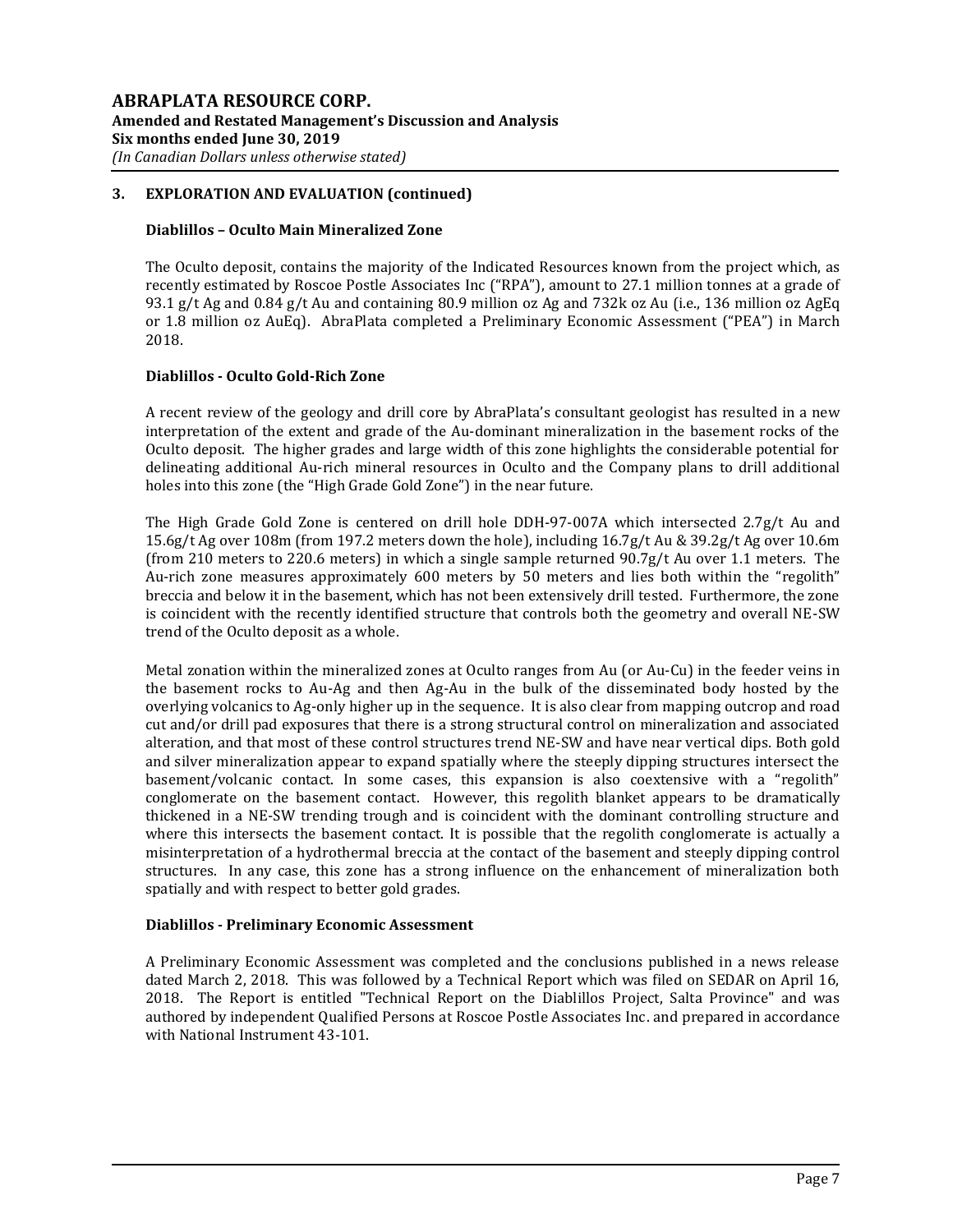## 3. EXPLORATION AND EVALUATION (continued)

### Diablillos – Oculto Main Mineralized Zone

The Oculto deposit, contains the majority of the Indicated Resources known from the project which, as recently estimated by Roscoe Postle Associates Inc ("RPA"), amount to 27.1 million tonnes at a grade of 93.1 g/t Ag and 0.84 g/t Au and containing 80.9 million oz Ag and 732k oz Au (i.e., 136 million oz AgEq or 1.8 million oz AuEq). AbraPlata completed a Preliminary Economic Assessment ("PEA") in March 2018.

### Diablillos - Oculto Gold-Rich Zone

A recent review of the geology and drill core by AbraPlata's consultant geologist has resulted in a new interpretation of the extent and grade of the Au-dominant mineralization in the basement rocks of the Oculto deposit. The higher grades and large width of this zone highlights the considerable potential for delineating additional Au-rich mineral resources in Oculto and the Company plans to drill additional holes into this zone (the "High Grade Gold Zone") in the near future.

The High Grade Gold Zone is centered on drill hole DDH-97-007A which intersected 2.7g/t Au and 15.6g/t Ag over 108m (from 197.2 meters down the hole), including 16.7g/t Au & 39.2g/t Ag over 10.6m (from 210 meters to 220.6 meters) in which a single sample returned 90.7g/t Au over 1.1 meters. The Au-rich zone measures approximately 600 meters by 50 meters and lies both within the "regolith" breccia and below it in the basement, which has not been extensively drill tested. Furthermore, the zone is coincident with the recently identified structure that controls both the geometry and overall NE-SW trend of the Oculto deposit as a whole.

Metal zonation within the mineralized zones at Oculto ranges from Au (or Au-Cu) in the feeder veins in the basement rocks to Au-Ag and then Ag-Au in the bulk of the disseminated body hosted by the overlying volcanics to Ag-only higher up in the sequence. It is also clear from mapping outcrop and road cut and/or drill pad exposures that there is a strong structural control on mineralization and associated alteration, and that most of these control structures trend NE-SW and have near vertical dips. Both gold and silver mineralization appear to expand spatially where the steeply dipping structures intersect the basement/volcanic contact. In some cases, this expansion is also coextensive with a "regolith" conglomerate on the basement contact. However, this regolith blanket appears to be dramatically thickened in a NE-SW trending trough and is coincident with the dominant controlling structure and where this intersects the basement contact. It is possible that the regolith conglomerate is actually a misinterpretation of a hydrothermal breccia at the contact of the basement and steeply dipping control structures. In any case, this zone has a strong influence on the enhancement of mineralization both spatially and with respect to better gold grades.

### Diablillos - Preliminary Economic Assessment

A Preliminary Economic Assessment was completed and the conclusions published in a news release dated March 2, 2018. This was followed by a Technical Report which was filed on SEDAR on April 16, 2018. The Report is entitled "Technical Report on the Diablillos Project, Salta Province" and was authored by independent Qualified Persons at Roscoe Postle Associates Inc. and prepared in accordance with National Instrument 43-101.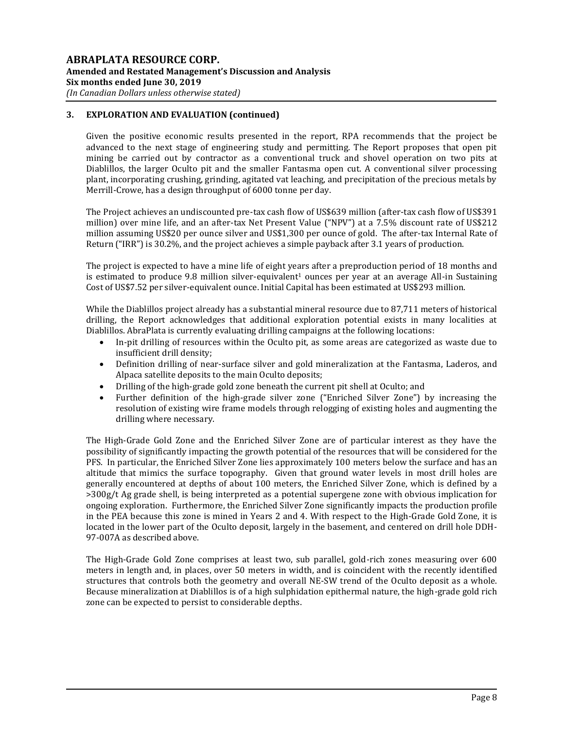### 3. EXPLORATION AND EVALUATION (continued)

Given the positive economic results presented in the report, RPA recommends that the project be advanced to the next stage of engineering study and permitting. The Report proposes that open pit mining be carried out by contractor as a conventional truck and shovel operation on two pits at Diablillos, the larger Oculto pit and the smaller Fantasma open cut. A conventional silver processing plant, incorporating crushing, grinding, agitated vat leaching, and precipitation of the precious metals by Merrill-Crowe, has a design throughput of 6000 tonne per day.

The Project achieves an undiscounted pre-tax cash flow of US$639 million (after-tax cash flow of US$391 million) over mine life, and an after-tax Net Present Value ("NPV") at a 7.5% discount rate of US$212 million assuming US$20 per ounce silver and US$1,300 per ounce of gold. The after-tax Internal Rate of Return ("IRR") is 30.2%, and the project achieves a simple payback after 3.1 years of production.

The project is expected to have a mine life of eight years after a preproduction period of 18 months and is estimated to produce 9.8 million silver-equivalent[1] ounces per year at an average All-in Sustaining Cost of US$7.52 per silver-equivalent ounce. Initial Capital has been estimated at US$293 million.

While the Diablillos project already has a substantial mineral resource due to 87,711 meters of historical drilling, the Report acknowledges that additional exploration potential exists in many localities at Diablillos. AbraPlata is currently evaluating drilling campaigns at the following locations:

- In-pit drilling of resources within the Oculto pit, as some areas are categorized as waste due to insufficient drill density;
- Definition drilling of near-surface silver and gold mineralization at the Fantasma, Laderos, and Alpaca satellite deposits to the main Oculto deposits;
- Drilling of the high-grade gold zone beneath the current pit shell at Oculto; and
- Further definition of the high-grade silver zone ("Enriched Silver Zone") by increasing the resolution of existing wire frame models through relogging of existing holes and augmenting the drilling where necessary.

The High-Grade Gold Zone and the Enriched Silver Zone are of particular interest as they have the possibility of significantly impacting the growth potential of the resources that will be considered for the PFS. In particular, the Enriched Silver Zone lies approximately 100 meters below the surface and has an altitude that mimics the surface topography. Given that ground water levels in most drill holes are generally encountered at depths of about 100 meters, the Enriched Silver Zone, which is defined by a >300g/t Ag grade shell, is being interpreted as a potential supergene zone with obvious implication for ongoing exploration. Furthermore, the Enriched Silver Zone significantly impacts the production profile in the PEA because this zone is mined in Years 2 and 4. With respect to the High-Grade Gold Zone, it is located in the lower part of the Oculto deposit, largely in the basement, and centered on drill hole DDH-97-007A as described above.

The High-Grade Gold Zone comprises at least two, sub parallel, gold-rich zones measuring over 600 meters in length and, in places, over 50 meters in width, and is coincident with the recently identified structures that controls both the geometry and overall NE-SW trend of the Oculto deposit as a whole. Because mineralization at Diablillos is of a high sulphidation epithermal nature, the high-grade gold rich zone can be expected to persist to considerable depths.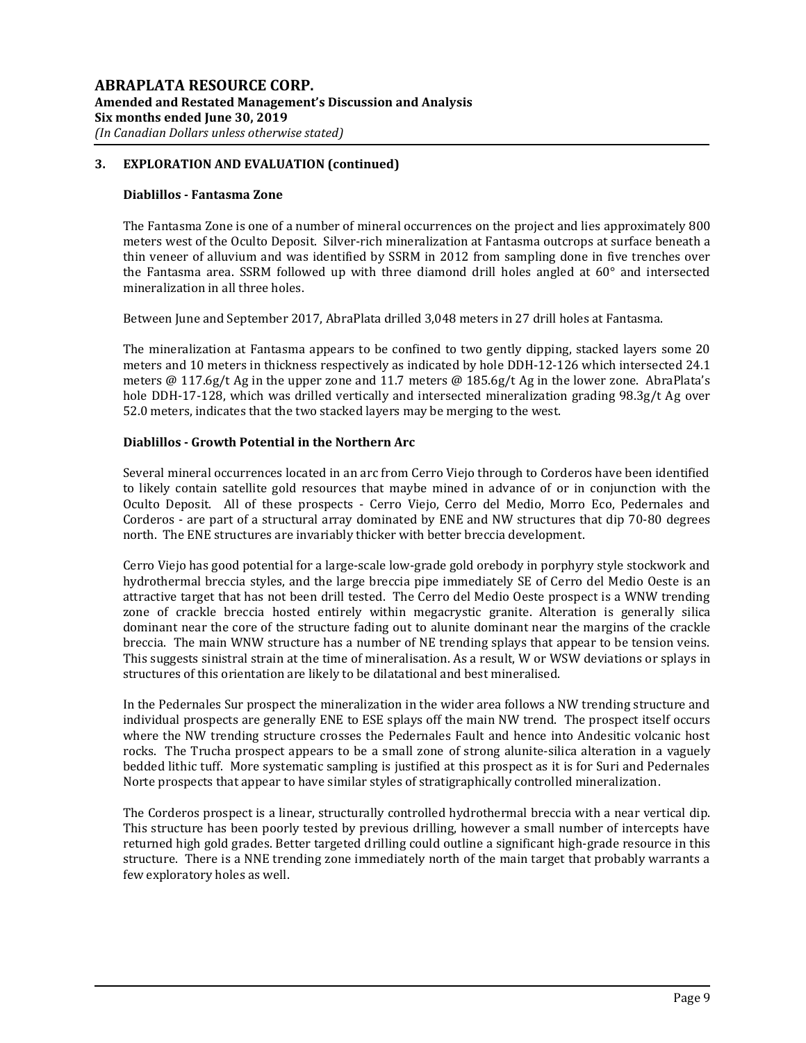## 3. EXPLORATION AND EVALUATION (continued)

### Diablillos - Fantasma Zone

The Fantasma Zone is one of a number of mineral occurrences on the project and lies approximately 800 meters west of the Oculto Deposit. Silver-rich mineralization at Fantasma outcrops at surface beneath a thin veneer of alluvium and was identified by SSRM in 2012 from sampling done in five trenches over the Fantasma area. SSRM followed up with three diamond drill holes angled at 60° and intersected mineralization in all three holes.

Between June and September 2017, AbraPlata drilled 3,048 meters in 27 drill holes at Fantasma.

The mineralization at Fantasma appears to be confined to two gently dipping, stacked layers some 20 meters and 10 meters in thickness respectively as indicated by hole DDH-12-126 which intersected 24.1 meters @ 117.6g/t Ag in the upper zone and 11.7 meters @ 185.6g/t Ag in the lower zone. AbraPlata's hole DDH-17-128, which was drilled vertically and intersected mineralization grading 98.3g/t Ag over 52.0 meters, indicates that the two stacked layers may be merging to the west.

### Diablillos - Growth Potential in the Northern Arc

Several mineral occurrences located in an arc from Cerro Viejo through to Corderos have been identified to likely contain satellite gold resources that maybe mined in advance of or in conjunction with the Oculto Deposit. All of these prospects - Cerro Viejo, Cerro del Medio, Morro Eco, Pedernales and Corderos - are part of a structural array dominated by ENE and NW structures that dip 70-80 degrees north. The ENE structures are invariably thicker with better breccia development.

Cerro Viejo has good potential for a large-scale low-grade gold orebody in porphyry style stockwork and hydrothermal breccia styles, and the large breccia pipe immediately SE of Cerro del Medio Oeste is an attractive target that has not been drill tested. The Cerro del Medio Oeste prospect is a WNW trending zone of crackle breccia hosted entirely within megacrystic granite. Alteration is generally silica dominant near the core of the structure fading out to alunite dominant near the margins of the crackle breccia. The main WNW structure has a number of NE trending splays that appear to be tension veins. This suggests sinistral strain at the time of mineralisation. As a result, W or WSW deviations or splays in structures of this orientation are likely to be dilatational and best mineralised.

In the Pedernales Sur prospect the mineralization in the wider area follows a NW trending structure and individual prospects are generally ENE to ESE splays off the main NW trend. The prospect itself occurs where the NW trending structure crosses the Pedernales Fault and hence into Andesitic volcanic host rocks. The Trucha prospect appears to be a small zone of strong alunite-silica alteration in a vaguely bedded lithic tuff. More systematic sampling is justified at this prospect as it is for Suri and Pedernales Norte prospects that appear to have similar styles of stratigraphically controlled mineralization.

The Corderos prospect is a linear, structurally controlled hydrothermal breccia with a near vertical dip. This structure has been poorly tested by previous drilling, however a small number of intercepts have returned high gold grades. Better targeted drilling could outline a significant high-grade resource in this structure. There is a NNE trending zone immediately north of the main target that probably warrants a few exploratory holes as well.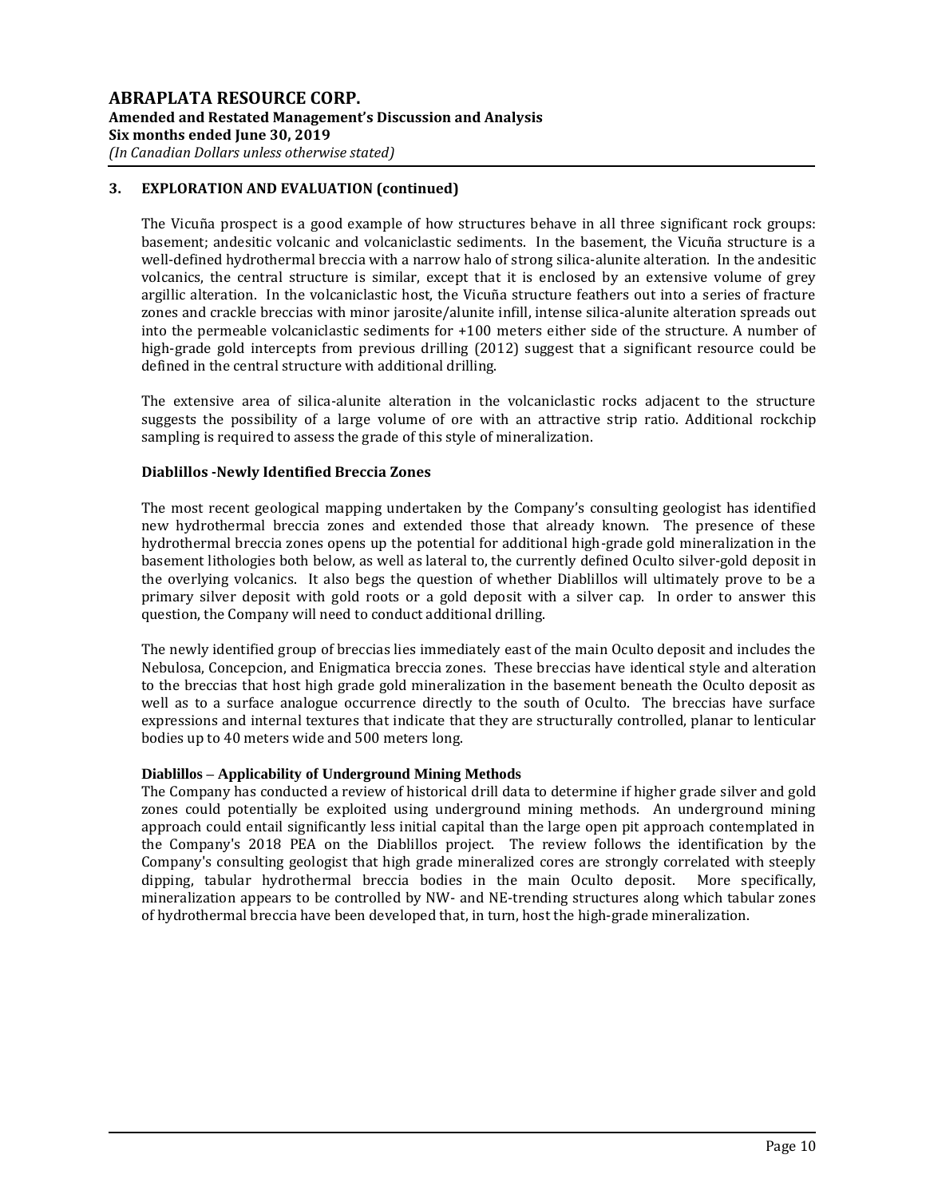## 3. EXPLORATION AND EVALUATION (continued)

The Vicuña prospect is a good example of how structures behave in all three significant rock groups: basement; andesitic volcanic and volcaniclastic sediments. In the basement, the Vicuña structure is a well-defined hydrothermal breccia with a narrow halo of strong silica-alunite alteration. In the andesitic volcanics, the central structure is similar, except that it is enclosed by an extensive volume of grey argillic alteration. In the volcaniclastic host, the Vicuña structure feathers out into a series of fracture zones and crackle breccias with minor jarosite/alunite infill, intense silica-alunite alteration spreads out into the permeable volcaniclastic sediments for +100 meters either side of the structure. A number of high-grade gold intercepts from previous drilling (2012) suggest that a significant resource could be defined in the central structure with additional drilling.

The extensive area of silica-alunite alteration in the volcaniclastic rocks adjacent to the structure suggests the possibility of a large volume of ore with an attractive strip ratio. Additional rockchip sampling is required to assess the grade of this style of mineralization.

### Diablillos -Newly Identified Breccia Zones

The most recent geological mapping undertaken by the Company's consulting geologist has identified new hydrothermal breccia zones and extended those that already known. The presence of these hydrothermal breccia zones opens up the potential for additional high-grade gold mineralization in the basement lithologies both below, as well as lateral to, the currently defined Oculto silver-gold deposit in the overlying volcanics. It also begs the question of whether Diablillos will ultimately prove to be a primary silver deposit with gold roots or a gold deposit with a silver cap. In order to answer this question, the Company will need to conduct additional drilling.

The newly identified group of breccias lies immediately east of the main Oculto deposit and includes the Nebulosa, Concepcion, and Enigmatica breccia zones. These breccias have identical style and alteration to the breccias that host high grade gold mineralization in the basement beneath the Oculto deposit as well as to a surface analogue occurrence directly to the south of Oculto. The breccias have surface expressions and internal textures that indicate that they are structurally controlled, planar to lenticular bodies up to 40 meters wide and 500 meters long.

### Diablillos – Applicability of Underground Mining Methods

The Company has conducted a review of historical drill data to determine if higher grade silver and gold zones could potentially be exploited using underground mining methods. An underground mining approach could entail significantly less initial capital than the large open pit approach contemplated in the Company's 2018 PEA on the Diablillos project. The review follows the identification by the Company's consulting geologist that high grade mineralized cores are strongly correlated with steeply dipping, tabular hydrothermal breccia bodies in the main Oculto deposit. More specifically, mineralization appears to be controlled by NW- and NE-trending structures along which tabular zones of hydrothermal breccia have been developed that, in turn, host the high-grade mineralization.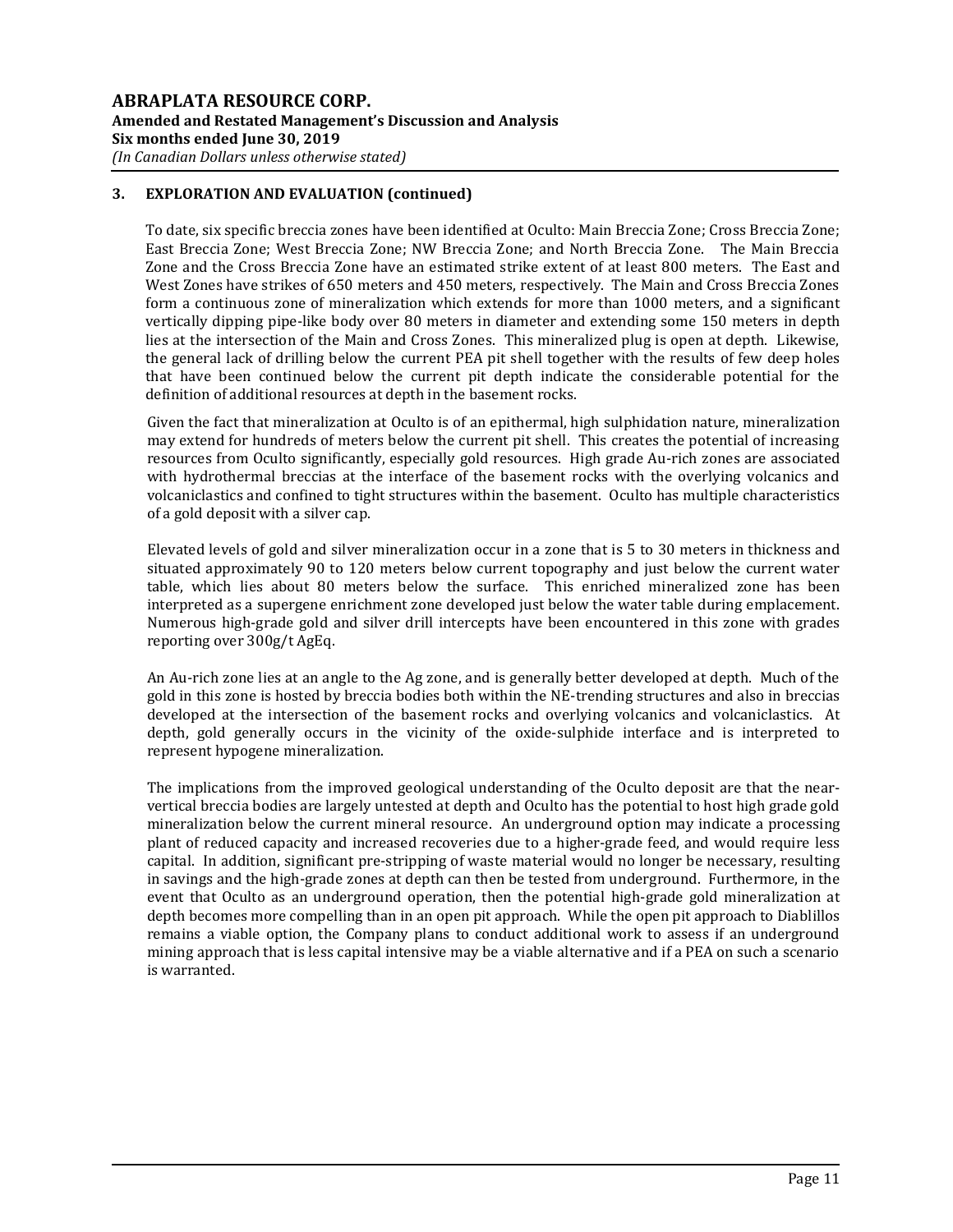## 3. EXPLORATION AND EVALUATION (continued)

To date, six specific breccia zones have been identified at Oculto: Main Breccia Zone; Cross Breccia Zone; East Breccia Zone; West Breccia Zone; NW Breccia Zone; and North Breccia Zone. The Main Breccia Zone and the Cross Breccia Zone have an estimated strike extent of at least 800 meters. The East and West Zones have strikes of 650 meters and 450 meters, respectively. The Main and Cross Breccia Zones form a continuous zone of mineralization which extends for more than 1000 meters, and a significant vertically dipping pipe-like body over 80 meters in diameter and extending some 150 meters in depth lies at the intersection of the Main and Cross Zones. This mineralized plug is open at depth. Likewise, the general lack of drilling below the current PEA pit shell together with the results of few deep holes that have been continued below the current pit depth indicate the considerable potential for the definition of additional resources at depth in the basement rocks.

Given the fact that mineralization at Oculto is of an epithermal, high sulphidation nature, mineralization may extend for hundreds of meters below the current pit shell. This creates the potential of increasing resources from Oculto significantly, especially gold resources. High grade Au-rich zones are associated with hydrothermal breccias at the interface of the basement rocks with the overlying volcanics and volcaniclastics and confined to tight structures within the basement. Oculto has multiple characteristics of a gold deposit with a silver cap.

Elevated levels of gold and silver mineralization occur in a zone that is 5 to 30 meters in thickness and situated approximately 90 to 120 meters below current topography and just below the current water table, which lies about 80 meters below the surface. This enriched mineralized zone has been interpreted as a supergene enrichment zone developed just below the water table during emplacement. Numerous high-grade gold and silver drill intercepts have been encountered in this zone with grades reporting over 300g/t AgEq.

An Au-rich zone lies at an angle to the Ag zone, and is generally better developed at depth. Much of the gold in this zone is hosted by breccia bodies both within the NE-trending structures and also in breccias developed at the intersection of the basement rocks and overlying volcanics and volcaniclastics. At depth, gold generally occurs in the vicinity of the oxide-sulphide interface and is interpreted to represent hypogene mineralization.

The implications from the improved geological understanding of the Oculto deposit are that the near-vertical breccia bodies are largely untested at depth and Oculto has the potential to host high grade gold mineralization below the current mineral resource. An underground option may indicate a processing plant of reduced capacity and increased recoveries due to a higher-grade feed, and would require less capital. In addition, significant pre-stripping of waste material would no longer be necessary, resulting in savings and the high-grade zones at depth can then be tested from underground. Furthermore, in the event that Oculto as an underground operation, then the potential high-grade gold mineralization at depth becomes more compelling than in an open pit approach. While the open pit approach to Diablillos remains a viable option, the Company plans to conduct additional work to assess if an underground mining approach that is less capital intensive may be a viable alternative and if a PEA on such a scenario is warranted.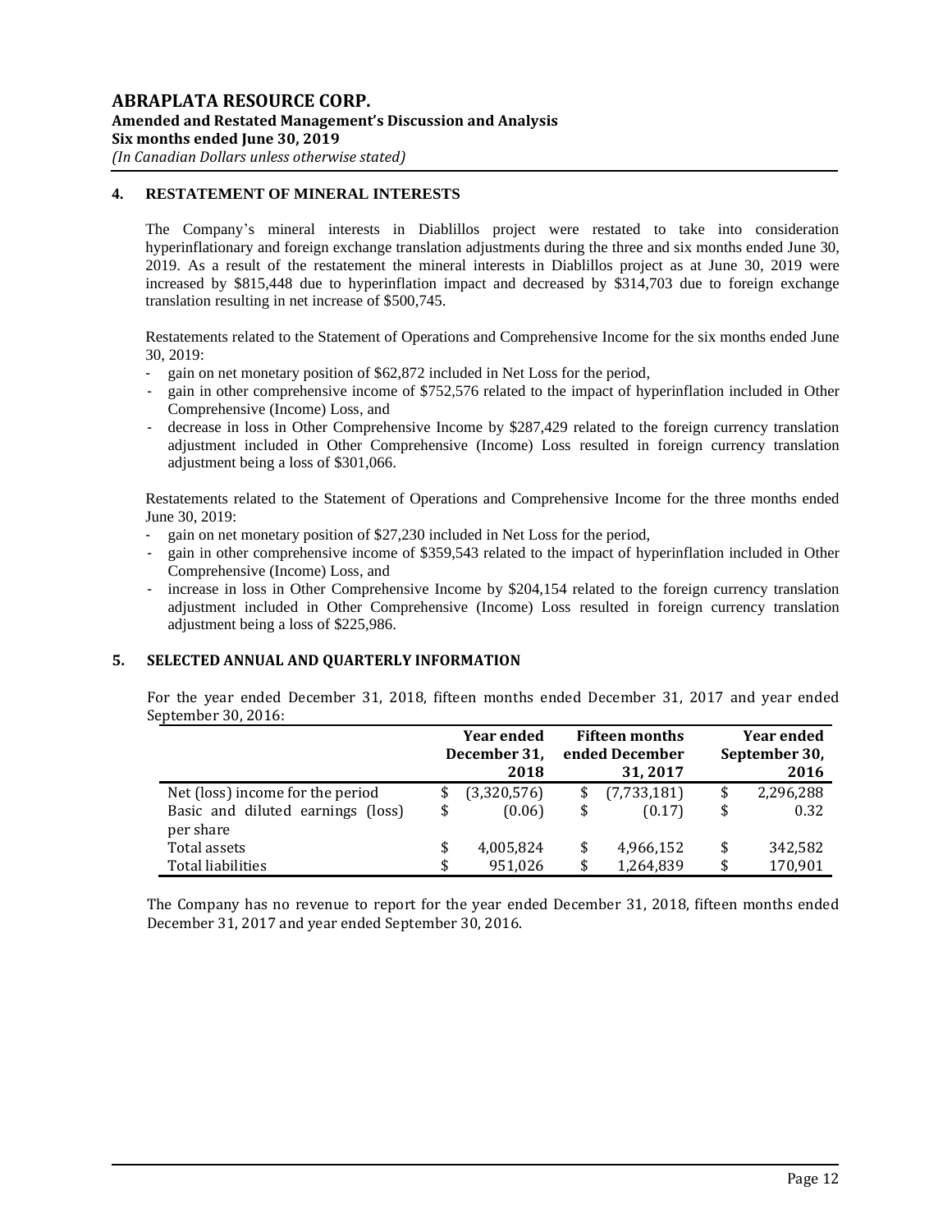## 4. RESTATEMENT OF MINERAL INTERESTS

The Company's mineral interests in Diablillos project were restated to take into consideration hyperinflationary and foreign exchange translation adjustments during the three and six months ended June 30, 2019. As a result of the restatement the mineral interests in Diablillos project as at June 30, 2019 were increased by $815,448 due to hyperinflation impact and decreased by $314,703 due to foreign exchange translation resulting in net increase of $500,745.

Restatements related to the Statement of Operations and Comprehensive Income for the six months ended June 30, 2019:

- gain on net monetary position of $62,872 included in Net Loss for the period,
- gain in other comprehensive income of $752,576 related to the impact of hyperinflation included in Other Comprehensive (Income) Loss, and
- decrease in loss in Other Comprehensive Income by $287,429 related to the foreign currency translation adjustment included in Other Comprehensive (Income) Loss resulted in foreign currency translation adjustment being a loss of $301,066.

Restatements related to the Statement of Operations and Comprehensive Income for the three months ended June 30, 2019:

- gain on net monetary position of $27,230 included in Net Loss for the period,
- gain in other comprehensive income of $359,543 related to the impact of hyperinflation included in Other Comprehensive (Income) Loss, and
- increase in loss in Other Comprehensive Income by $204,154 related to the foreign currency translation adjustment included in Other Comprehensive (Income) Loss resulted in foreign currency translation adjustment being a loss of $225,986.

## 5. SELECTED ANNUAL AND QUARTERLY INFORMATION

For the year ended December 31, 2018, fifteen months ended December 31, 2017 and year ended September 30, 2016:

| | Year ended December 31, 2018 | Fifteen months ended December 31, 2017 | Year ended September 30, 2016 |
|---|---|---|---|
| Net (loss) income for the period | $ (3,320,576) | $ (7,733,181) | $ 2,296,288 |
| Basic and diluted earnings (loss) per share | $ (0.06) | $ (0.17) | $ 0.32 |
| Total assets | $ 4,005,824 | $ 4,966,152 | $ 342,582 |
| Total liabilities | $ 951,026 | $ 1,264,839 | $ 170,901 |

The Company has no revenue to report for the year ended December 31, 2018, fifteen months ended December 31, 2017 and year ended September 30, 2016.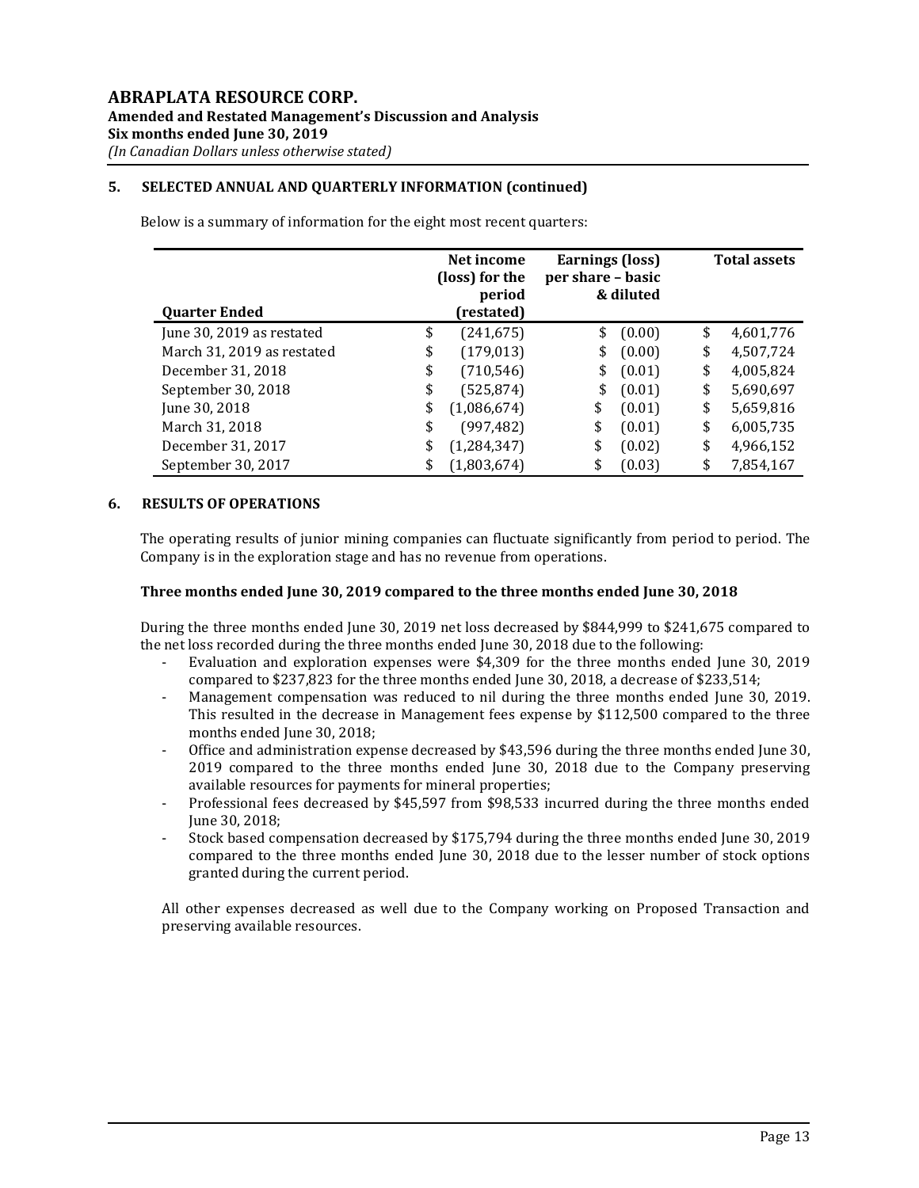## 5. SELECTED ANNUAL AND QUARTERLY INFORMATION (continued)

Below is a summary of information for the eight most recent quarters:

| Quarter Ended | Net income (loss) for the period (restated) | Earnings (loss) per share – basic & diluted | Total assets |
|---|---|---|---|
| June 30, 2019 as restated | $ (241,675) | $ (0.00) | $ 4,601,776 |
| March 31, 2019 as restated | $ (179,013) | $ (0.00) | $ 4,507,724 |
| December 31, 2018 | $ (710,546) | $ (0.01) | $ 4,005,824 |
| September 30, 2018 | $ (525,874) | $ (0.01) | $ 5,690,697 |
| June 30, 2018 | $ (1,086,674) | $ (0.01) | $ 5,659,816 |
| March 31, 2018 | $ (997,482) | $ (0.01) | $ 6,005,735 |
| December 31, 2017 | $ (1,284,347) | $ (0.02) | $ 4,966,152 |
| September 30, 2017 | $ (1,803,674) | $ (0.03) | $ 7,854,167 |

## 6. RESULTS OF OPERATIONS

The operating results of junior mining companies can fluctuate significantly from period to period. The Company is in the exploration stage and has no revenue from operations.

### Three months ended June 30, 2019 compared to the three months ended June 30, 2018

During the three months ended June 30, 2019 net loss decreased by $844,999 to $241,675 compared to the net loss recorded during the three months ended June 30, 2018 due to the following:

- Evaluation and exploration expenses were $4,309 for the three months ended June 30, 2019 compared to $237,823 for the three months ended June 30, 2018, a decrease of $233,514;
- Management compensation was reduced to nil during the three months ended June 30, 2019. This resulted in the decrease in Management fees expense by $112,500 compared to the three months ended June 30, 2018;
- Office and administration expense decreased by $43,596 during the three months ended June 30, 2019 compared to the three months ended June 30, 2018 due to the Company preserving available resources for payments for mineral properties;
- Professional fees decreased by $45,597 from $98,533 incurred during the three months ended June 30, 2018;
- Stock based compensation decreased by $175,794 during the three months ended June 30, 2019 compared to the three months ended June 30, 2018 due to the lesser number of stock options granted during the current period.

All other expenses decreased as well due to the Company working on Proposed Transaction and preserving available resources.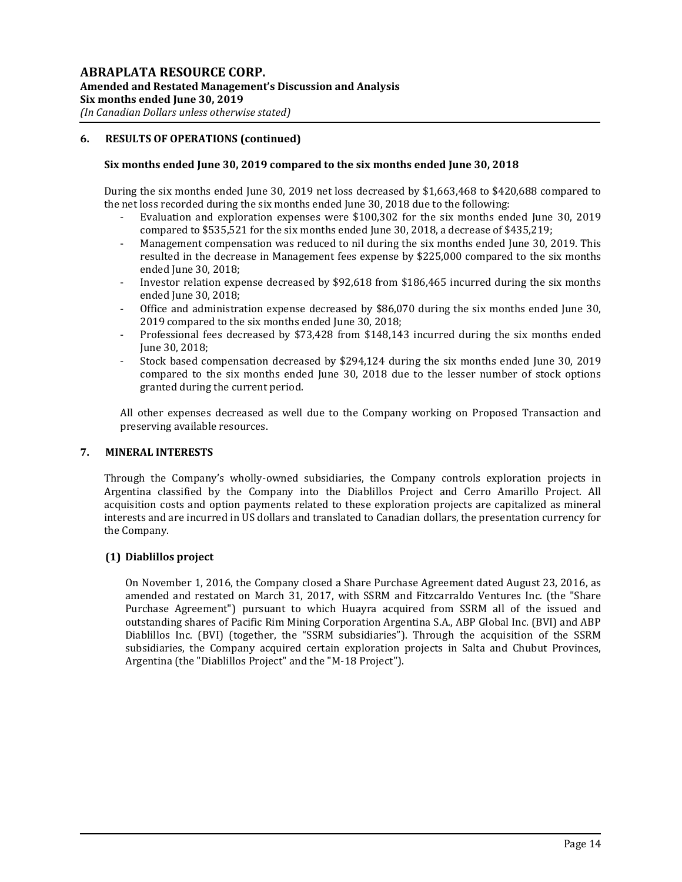## 6. RESULTS OF OPERATIONS (continued)

**Six months ended June 30, 2019 compared to the six months ended June 30, 2018**

During the six months ended June 30, 2019 net loss decreased by $1,663,468 to $420,688 compared to the net loss recorded during the six months ended June 30, 2018 due to the following:

- Evaluation and exploration expenses were $100,302 for the six months ended June 30, 2019 compared to $535,521 for the six months ended June 30, 2018, a decrease of $435,219;
- Management compensation was reduced to nil during the six months ended June 30, 2019. This resulted in the decrease in Management fees expense by $225,000 compared to the six months ended June 30, 2018;
- Investor relation expense decreased by $92,618 from $186,465 incurred during the six months ended June 30, 2018;
- Office and administration expense decreased by $86,070 during the six months ended June 30, 2019 compared to the six months ended June 30, 2018;
- Professional fees decreased by $73,428 from $148,143 incurred during the six months ended June 30, 2018;
- Stock based compensation decreased by $294,124 during the six months ended June 30, 2019 compared to the six months ended June 30, 2018 due to the lesser number of stock options granted during the current period.

All other expenses decreased as well due to the Company working on Proposed Transaction and preserving available resources.

## 7. MINERAL INTERESTS

Through the Company's wholly-owned subsidiaries, the Company controls exploration projects in Argentina classified by the Company into the Diablillos Project and Cerro Amarillo Project. All acquisition costs and option payments related to these exploration projects are capitalized as mineral interests and are incurred in US dollars and translated to Canadian dollars, the presentation currency for the Company.

### (1) Diablillos project

On November 1, 2016, the Company closed a Share Purchase Agreement dated August 23, 2016, as amended and restated on March 31, 2017, with SSRM and Fitzcarraldo Ventures Inc. (the "Share Purchase Agreement") pursuant to which Huayra acquired from SSRM all of the issued and outstanding shares of Pacific Rim Mining Corporation Argentina S.A., ABP Global Inc. (BVI) and ABP Diablillos Inc. (BVI) (together, the "SSRM subsidiaries"). Through the acquisition of the SSRM subsidiaries, the Company acquired certain exploration projects in Salta and Chubut Provinces, Argentina (the "Diablillos Project" and the "M-18 Project").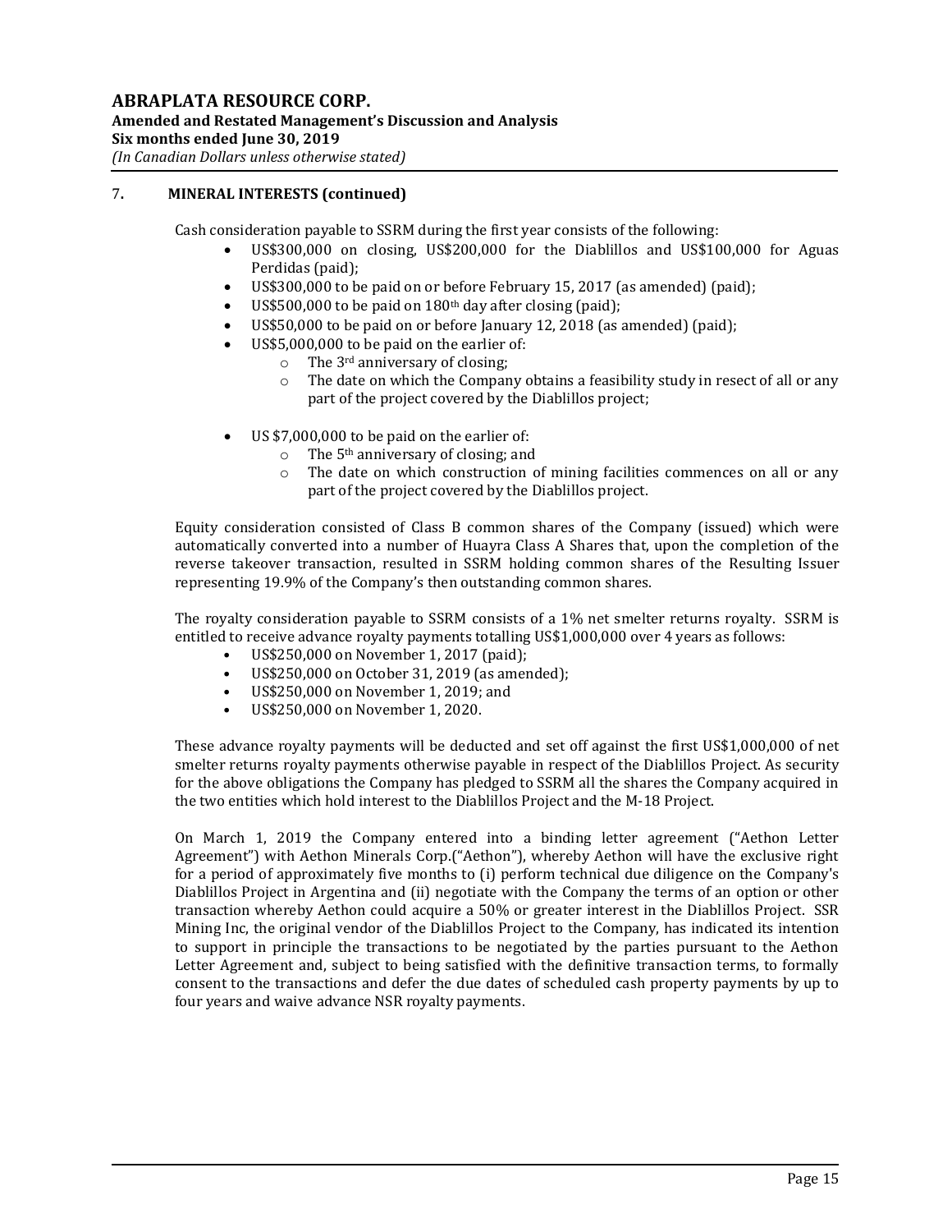## 7. MINERAL INTERESTS (continued)

Cash consideration payable to SSRM during the first year consists of the following:

- US$300,000 on closing, US$200,000 for the Diablillos and US$100,000 for Aguas Perdidas (paid);
- US$300,000 to be paid on or before February 15, 2017 (as amended) (paid);
- US$500,000 to be paid on 180th day after closing (paid);
- US$50,000 to be paid on or before January 12, 2018 (as amended) (paid);
- US$5,000,000 to be paid on the earlier of:
  - The 3rd anniversary of closing;
  - The date on which the Company obtains a feasibility study in resect of all or any part of the project covered by the Diablillos project;
- US $7,000,000 to be paid on the earlier of:
  - The 5th anniversary of closing; and
  - The date on which construction of mining facilities commences on all or any part of the project covered by the Diablillos project.

Equity consideration consisted of Class B common shares of the Company (issued) which were automatically converted into a number of Huayra Class A Shares that, upon the completion of the reverse takeover transaction, resulted in SSRM holding common shares of the Resulting Issuer representing 19.9% of the Company's then outstanding common shares.

The royalty consideration payable to SSRM consists of a 1% net smelter returns royalty. SSRM is entitled to receive advance royalty payments totalling US$1,000,000 over 4 years as follows:

- US$250,000 on November 1, 2017 (paid);
- US$250,000 on October 31, 2019 (as amended);
- US$250,000 on November 1, 2019; and
- US$250,000 on November 1, 2020.

These advance royalty payments will be deducted and set off against the first US$1,000,000 of net smelter returns royalty payments otherwise payable in respect of the Diablillos Project. As security for the above obligations the Company has pledged to SSRM all the shares the Company acquired in the two entities which hold interest to the Diablillos Project and the M-18 Project.

On March 1, 2019 the Company entered into a binding letter agreement ("Aethon Letter Agreement") with Aethon Minerals Corp.("Aethon"), whereby Aethon will have the exclusive right for a period of approximately five months to (i) perform technical due diligence on the Company's Diablillos Project in Argentina and (ii) negotiate with the Company the terms of an option or other transaction whereby Aethon could acquire a 50% or greater interest in the Diablillos Project. SSR Mining Inc, the original vendor of the Diablillos Project to the Company, has indicated its intention to support in principle the transactions to be negotiated by the parties pursuant to the Aethon Letter Agreement and, subject to being satisfied with the definitive transaction terms, to formally consent to the transactions and defer the due dates of scheduled cash property payments by up to four years and waive advance NSR royalty payments.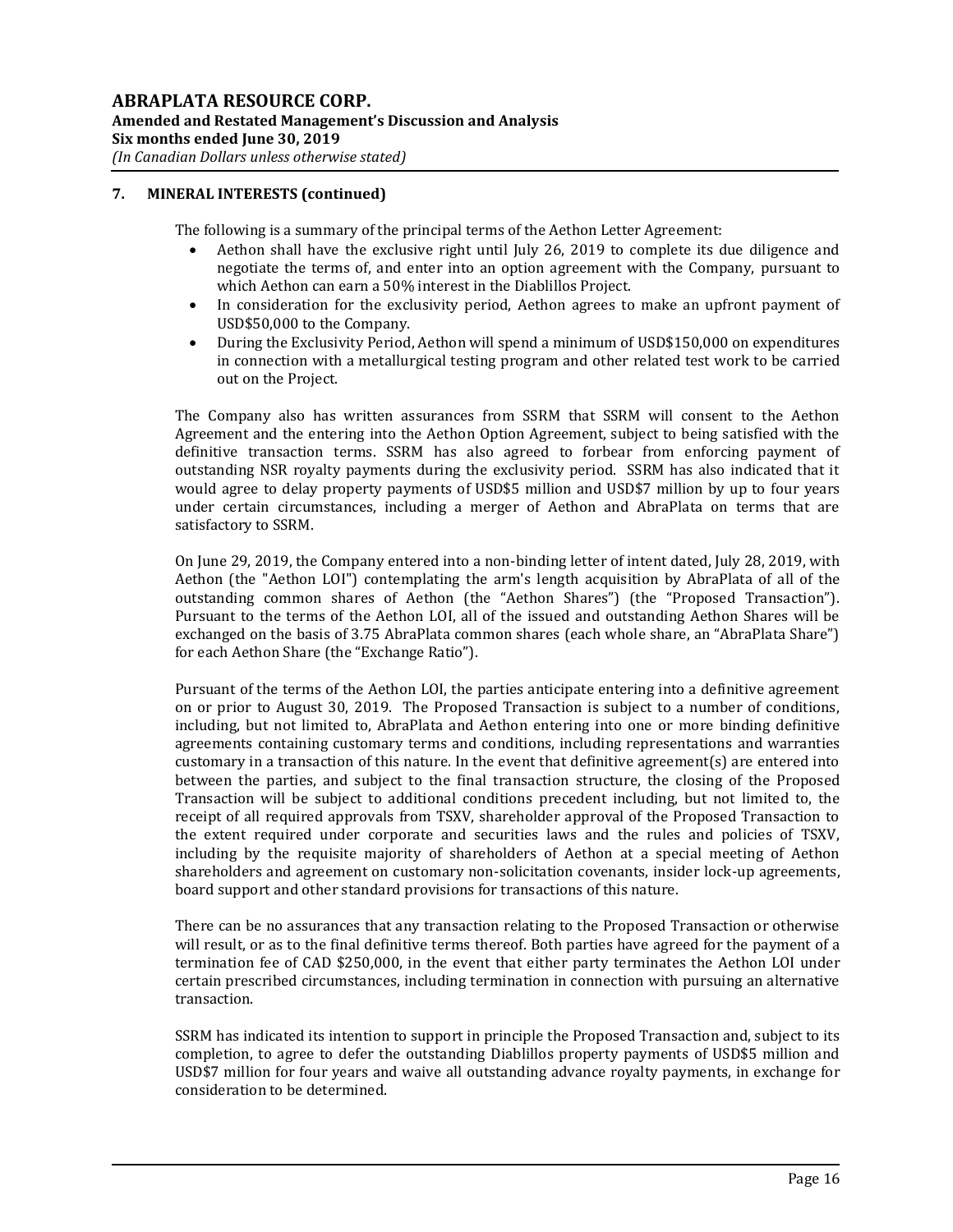## 7. MINERAL INTERESTS (continued)

The following is a summary of the principal terms of the Aethon Letter Agreement:

- Aethon shall have the exclusive right until July 26, 2019 to complete its due diligence and negotiate the terms of, and enter into an option agreement with the Company, pursuant to which Aethon can earn a 50% interest in the Diablillos Project.
- In consideration for the exclusivity period, Aethon agrees to make an upfront payment of USD$50,000 to the Company.
- During the Exclusivity Period, Aethon will spend a minimum of USD$150,000 on expenditures in connection with a metallurgical testing program and other related test work to be carried out on the Project.

The Company also has written assurances from SSRM that SSRM will consent to the Aethon Agreement and the entering into the Aethon Option Agreement, subject to being satisfied with the definitive transaction terms. SSRM has also agreed to forbear from enforcing payment of outstanding NSR royalty payments during the exclusivity period. SSRM has also indicated that it would agree to delay property payments of USD$5 million and USD$7 million by up to four years under certain circumstances, including a merger of Aethon and AbraPlata on terms that are satisfactory to SSRM.

On June 29, 2019, the Company entered into a non-binding letter of intent dated, July 28, 2019, with Aethon (the "Aethon LOI") contemplating the arm's length acquisition by AbraPlata of all of the outstanding common shares of Aethon (the "Aethon Shares") (the "Proposed Transaction"). Pursuant to the terms of the Aethon LOI, all of the issued and outstanding Aethon Shares will be exchanged on the basis of 3.75 AbraPlata common shares (each whole share, an "AbraPlata Share") for each Aethon Share (the "Exchange Ratio").

Pursuant of the terms of the Aethon LOI, the parties anticipate entering into a definitive agreement on or prior to August 30, 2019. The Proposed Transaction is subject to a number of conditions, including, but not limited to, AbraPlata and Aethon entering into one or more binding definitive agreements containing customary terms and conditions, including representations and warranties customary in a transaction of this nature. In the event that definitive agreement(s) are entered into between the parties, and subject to the final transaction structure, the closing of the Proposed Transaction will be subject to additional conditions precedent including, but not limited to, the receipt of all required approvals from TSXV, shareholder approval of the Proposed Transaction to the extent required under corporate and securities laws and the rules and policies of TSXV, including by the requisite majority of shareholders of Aethon at a special meeting of Aethon shareholders and agreement on customary non-solicitation covenants, insider lock-up agreements, board support and other standard provisions for transactions of this nature.

There can be no assurances that any transaction relating to the Proposed Transaction or otherwise will result, or as to the final definitive terms thereof. Both parties have agreed for the payment of a termination fee of CAD $250,000, in the event that either party terminates the Aethon LOI under certain prescribed circumstances, including termination in connection with pursuing an alternative transaction.

SSRM has indicated its intention to support in principle the Proposed Transaction and, subject to its completion, to agree to defer the outstanding Diablillos property payments of USD$5 million and USD$7 million for four years and waive all outstanding advance royalty payments, in exchange for consideration to be determined.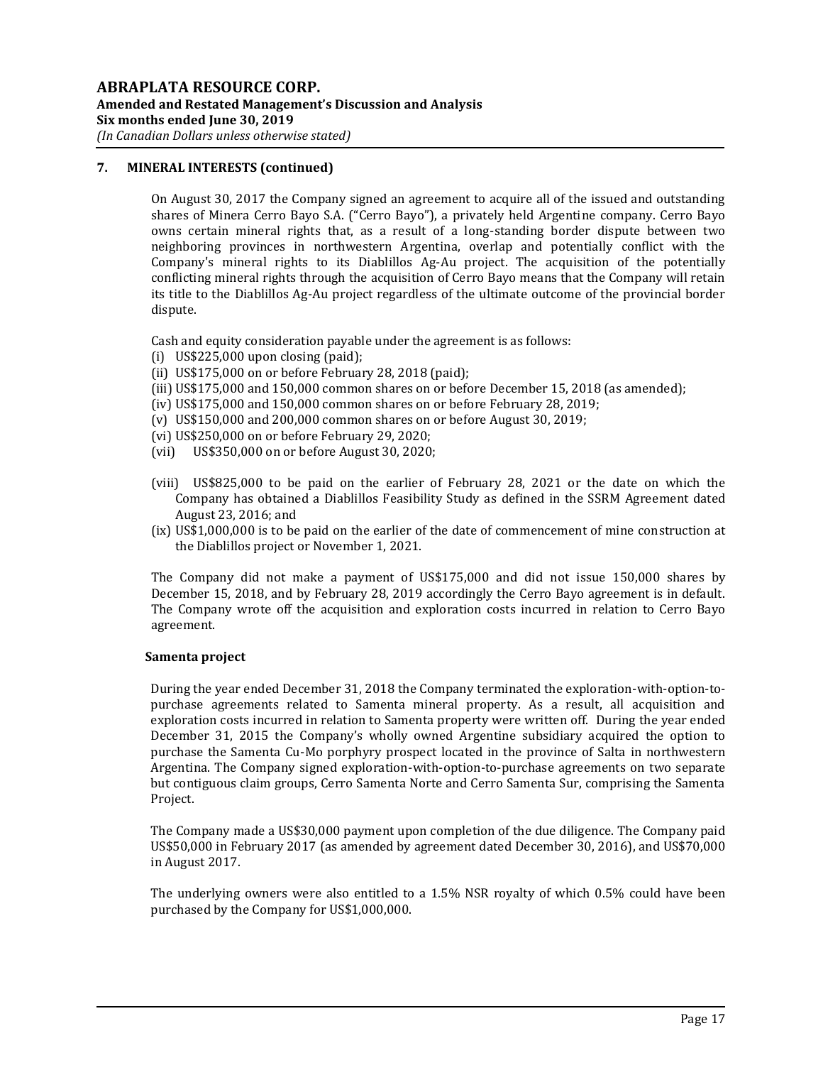## 7. MINERAL INTERESTS (continued)

On August 30, 2017 the Company signed an agreement to acquire all of the issued and outstanding shares of Minera Cerro Bayo S.A. ("Cerro Bayo"), a privately held Argentine company. Cerro Bayo owns certain mineral rights that, as a result of a long-standing border dispute between two neighboring provinces in northwestern Argentina, overlap and potentially conflict with the Company's mineral rights to its Diablillos Ag-Au project. The acquisition of the potentially conflicting mineral rights through the acquisition of Cerro Bayo means that the Company will retain its title to the Diablillos Ag-Au project regardless of the ultimate outcome of the provincial border dispute.

Cash and equity consideration payable under the agreement is as follows:

(i) US$225,000 upon closing (paid);
(ii) US$175,000 on or before February 28, 2018 (paid);
(iii) US$175,000 and 150,000 common shares on or before December 15, 2018 (as amended);
(iv) US$175,000 and 150,000 common shares on or before February 28, 2019;
(v) US$150,000 and 200,000 common shares on or before August 30, 2019;
(vi) US$250,000 on or before February 29, 2020;
(vii) US$350,000 on or before August 30, 2020;
(viii) US$825,000 to be paid on the earlier of February 28, 2021 or the date on which the Company has obtained a Diablillos Feasibility Study as defined in the SSRM Agreement dated August 23, 2016; and
(ix) US$1,000,000 is to be paid on the earlier of the date of commencement of mine construction at the Diablillos project or November 1, 2021.

The Company did not make a payment of US$175,000 and did not issue 150,000 shares by December 15, 2018, and by February 28, 2019 accordingly the Cerro Bayo agreement is in default. The Company wrote off the acquisition and exploration costs incurred in relation to Cerro Bayo agreement.

### Samenta project

During the year ended December 31, 2018 the Company terminated the exploration-with-option-to-purchase agreements related to Samenta mineral property. As a result, all acquisition and exploration costs incurred in relation to Samenta property were written off. During the year ended December 31, 2015 the Company's wholly owned Argentine subsidiary acquired the option to purchase the Samenta Cu-Mo porphyry prospect located in the province of Salta in northwestern Argentina. The Company signed exploration-with-option-to-purchase agreements on two separate but contiguous claim groups, Cerro Samenta Norte and Cerro Samenta Sur, comprising the Samenta Project.

The Company made a US$30,000 payment upon completion of the due diligence. The Company paid US$50,000 in February 2017 (as amended by agreement dated December 30, 2016), and US$70,000 in August 2017.

The underlying owners were also entitled to a 1.5% NSR royalty of which 0.5% could have been purchased by the Company for US$1,000,000.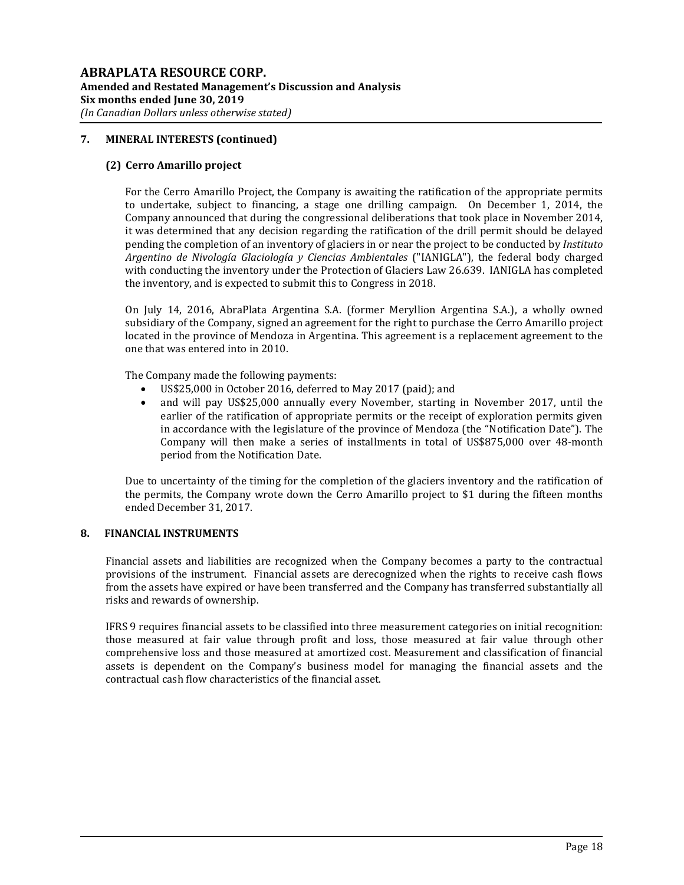## 7. MINERAL INTERESTS (continued)

### (2) Cerro Amarillo project

For the Cerro Amarillo Project, the Company is awaiting the ratification of the appropriate permits to undertake, subject to financing, a stage one drilling campaign. On December 1, 2014, the Company announced that during the congressional deliberations that took place in November 2014, it was determined that any decision regarding the ratification of the drill permit should be delayed pending the completion of an inventory of glaciers in or near the project to be conducted by *Instituto Argentino de Nivología Glaciología y Ciencias Ambientales* ("IANIGLA"), the federal body charged with conducting the inventory under the Protection of Glaciers Law 26.639. IANIGLA has completed the inventory, and is expected to submit this to Congress in 2018.

On July 14, 2016, AbraPlata Argentina S.A. (former Meryllion Argentina S.A.), a wholly owned subsidiary of the Company, signed an agreement for the right to purchase the Cerro Amarillo project located in the province of Mendoza in Argentina. This agreement is a replacement agreement to the one that was entered into in 2010.

The Company made the following payments:

- US$25,000 in October 2016, deferred to May 2017 (paid); and
- and will pay US$25,000 annually every November, starting in November 2017, until the earlier of the ratification of appropriate permits or the receipt of exploration permits given in accordance with the legislature of the province of Mendoza (the "Notification Date"). The Company will then make a series of installments in total of US$875,000 over 48-month period from the Notification Date.

Due to uncertainty of the timing for the completion of the glaciers inventory and the ratification of the permits, the Company wrote down the Cerro Amarillo project to $1 during the fifteen months ended December 31, 2017.

## 8. FINANCIAL INSTRUMENTS

Financial assets and liabilities are recognized when the Company becomes a party to the contractual provisions of the instrument. Financial assets are derecognized when the rights to receive cash flows from the assets have expired or have been transferred and the Company has transferred substantially all risks and rewards of ownership.

IFRS 9 requires financial assets to be classified into three measurement categories on initial recognition: those measured at fair value through profit and loss, those measured at fair value through other comprehensive loss and those measured at amortized cost. Measurement and classification of financial assets is dependent on the Company's business model for managing the financial assets and the contractual cash flow characteristics of the financial asset.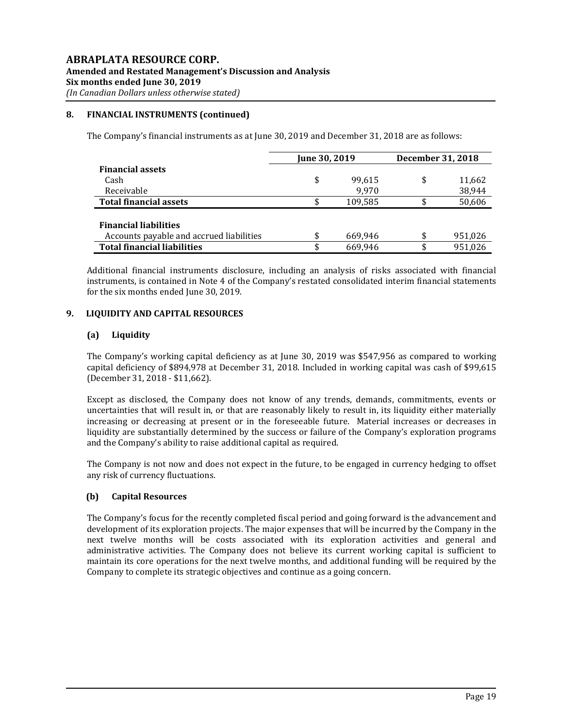## 8. FINANCIAL INSTRUMENTS (continued)

The Company's financial instruments as at June 30, 2019 and December 31, 2018 are as follows:

| | June 30, 2019 | December 31, 2018 |
|---|---|---|
| **Financial assets** | | |
| Cash | $ 99,615 | $ 11,662 |
| Receivable | 9,970 | 38,944 |
| **Total financial assets** | $ 109,585 | $ 50,606 |
| | | |
| **Financial liabilities** | | |
| Accounts payable and accrued liabilities | $ 669,946 | $ 951,026 |
| **Total financial liabilities** | $ 669,946 | $ 951,026 |

Additional financial instruments disclosure, including an analysis of risks associated with financial instruments, is contained in Note 4 of the Company's restated consolidated interim financial statements for the six months ended June 30, 2019.

## 9. LIQUIDITY AND CAPITAL RESOURCES

### (a) Liquidity

The Company's working capital deficiency as at June 30, 2019 was $547,956 as compared to working capital deficiency of $894,978 at December 31, 2018. Included in working capital was cash of $99,615 (December 31, 2018 - $11,662).

Except as disclosed, the Company does not know of any trends, demands, commitments, events or uncertainties that will result in, or that are reasonably likely to result in, its liquidity either materially increasing or decreasing at present or in the foreseeable future. Material increases or decreases in liquidity are substantially determined by the success or failure of the Company's exploration programs and the Company's ability to raise additional capital as required.

The Company is not now and does not expect in the future, to be engaged in currency hedging to offset any risk of currency fluctuations.

### (b) Capital Resources

The Company's focus for the recently completed fiscal period and going forward is the advancement and development of its exploration projects. The major expenses that will be incurred by the Company in the next twelve months will be costs associated with its exploration activities and general and administrative activities. The Company does not believe its current working capital is sufficient to maintain its core operations for the next twelve months, and additional funding will be required by the Company to complete its strategic objectives and continue as a going concern.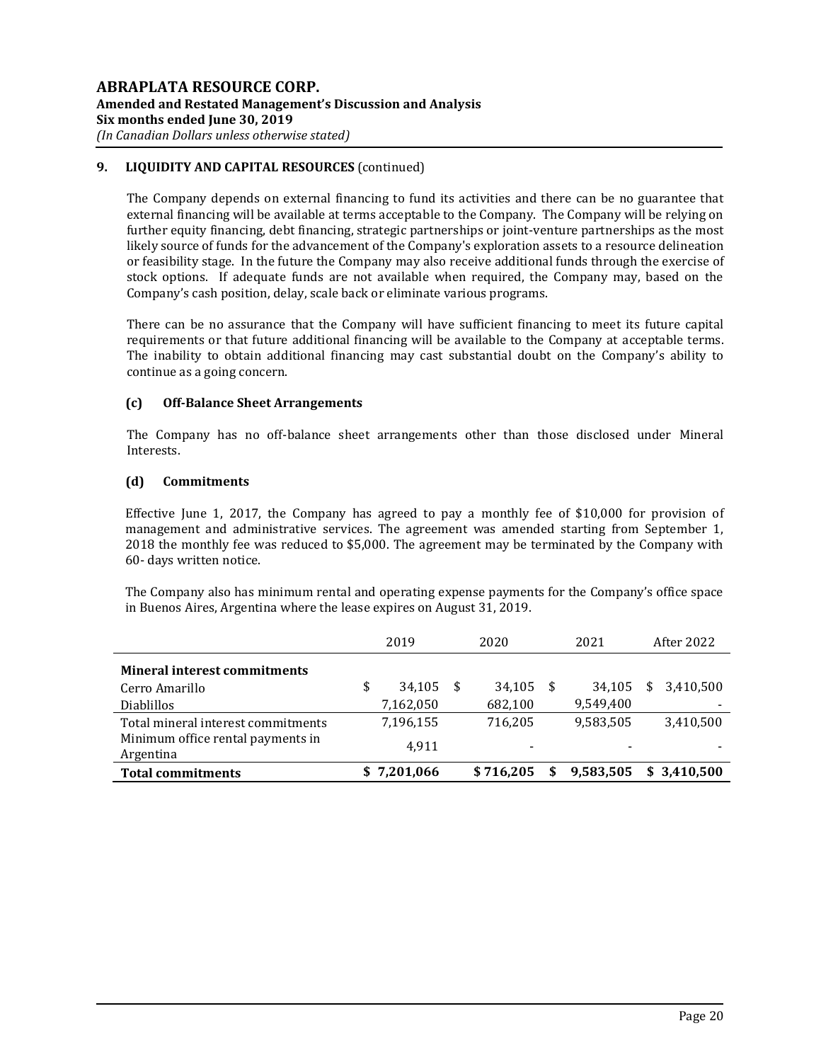## 9. LIQUIDITY AND CAPITAL RESOURCES (continued)

The Company depends on external financing to fund its activities and there can be no guarantee that external financing will be available at terms acceptable to the Company. The Company will be relying on further equity financing, debt financing, strategic partnerships or joint-venture partnerships as the most likely source of funds for the advancement of the Company's exploration assets to a resource delineation or feasibility stage. In the future the Company may also receive additional funds through the exercise of stock options. If adequate funds are not available when required, the Company may, based on the Company's cash position, delay, scale back or eliminate various programs.

There can be no assurance that the Company will have sufficient financing to meet its future capital requirements or that future additional financing will be available to the Company at acceptable terms. The inability to obtain additional financing may cast substantial doubt on the Company's ability to continue as a going concern.

### (c) Off-Balance Sheet Arrangements

The Company has no off-balance sheet arrangements other than those disclosed under Mineral Interests.

### (d) Commitments

Effective June 1, 2017, the Company has agreed to pay a monthly fee of $10,000 for provision of management and administrative services. The agreement was amended starting from September 1, 2018 the monthly fee was reduced to $5,000. The agreement may be terminated by the Company with 60- days written notice.

The Company also has minimum rental and operating expense payments for the Company's office space in Buenos Aires, Argentina where the lease expires on August 31, 2019.

| | 2019 | 2020 | 2021 | After 2022 |
|---|---|---|---|---|
| **Mineral interest commitments** | | | | |
| Cerro Amarillo | $ 34,105 | $ 34,105 | $ 34,105 | $ 3,410,500 |
| Diablillos | 7,162,050 | 682,100 | 9,549,400 | - |
| Total mineral interest commitments | 7,196,155 | 716,205 | 9,583,505 | 3,410,500 |
| Minimum office rental payments in Argentina | 4,911 | - | - | - |
| **Total commitments** | **$ 7,201,066** | **$ 716,205** | **$ 9,583,505** | **$ 3,410,500** |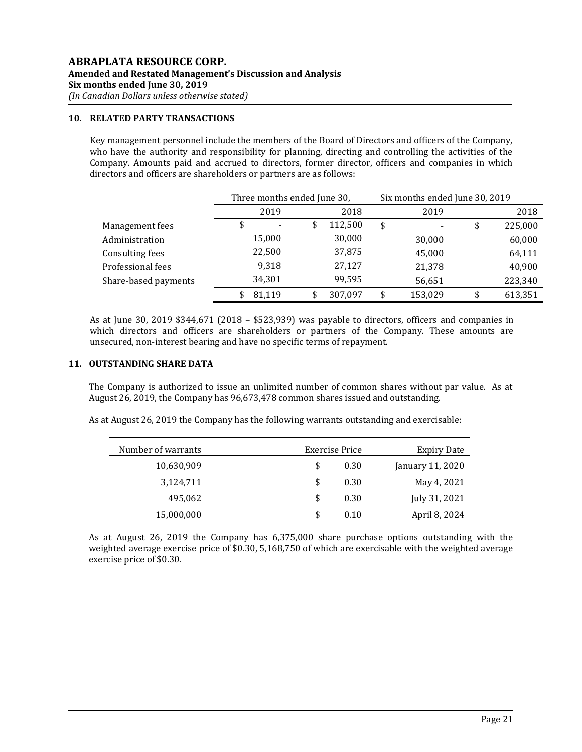## 10. RELATED PARTY TRANSACTIONS

Key management personnel include the members of the Board of Directors and officers of the Company, who have the authority and responsibility for planning, directing and controlling the activities of the Company. Amounts paid and accrued to directors, former director, officers and companies in which directors and officers are shareholders or partners are as follows:

| | Three months ended June 30, | | Six months ended June 30, 2019 | |
|---|---|---|---|---|
| | 2019 | 2018 | 2019 | 2018 |
| Management fees | $ - | $ 112,500 | $ - | $ 225,000 |
| Administration | 15,000 | 30,000 | 30,000 | 60,000 |
| Consulting fees | 22,500 | 37,875 | 45,000 | 64,111 |
| Professional fees | 9,318 | 27,127 | 21,378 | 40,900 |
| Share-based payments | 34,301 | 99,595 | 56,651 | 223,340 |
| | $ 81,119 | $ 307,097 | $ 153,029 | $ 613,351 |

As at June 30, 2019 $344,671 (2018 – $523,939) was payable to directors, officers and companies in which directors and officers are shareholders or partners of the Company. These amounts are unsecured, non-interest bearing and have no specific terms of repayment.

## 11. OUTSTANDING SHARE DATA

The Company is authorized to issue an unlimited number of common shares without par value. As at August 26, 2019, the Company has 96,673,478 common shares issued and outstanding.

As at August 26, 2019 the Company has the following warrants outstanding and exercisable:

| Number of warrants | Exercise Price | Expiry Date |
|---|---|---|
| 10,630,909 | $ 0.30 | January 11, 2020 |
| 3,124,711 | $ 0.30 | May 4, 2021 |
| 495,062 | $ 0.30 | July 31, 2021 |
| 15,000,000 | $ 0.10 | April 8, 2024 |

As at August 26, 2019 the Company has 6,375,000 share purchase options outstanding with the weighted average exercise price of $0.30, 5,168,750 of which are exercisable with the weighted average exercise price of $0.30.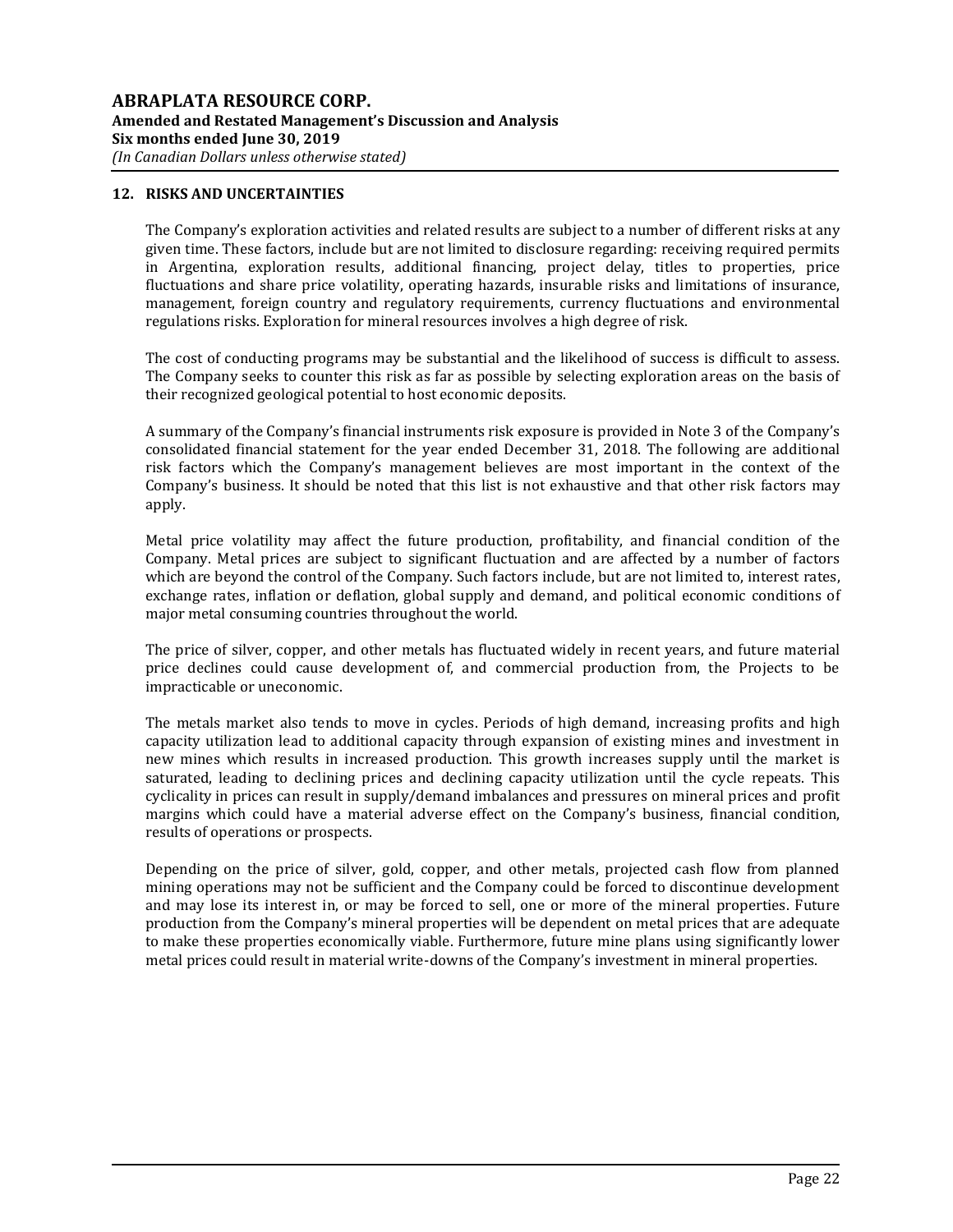## 12. RISKS AND UNCERTAINTIES

The Company's exploration activities and related results are subject to a number of different risks at any given time. These factors, include but are not limited to disclosure regarding: receiving required permits in Argentina, exploration results, additional financing, project delay, titles to properties, price fluctuations and share price volatility, operating hazards, insurable risks and limitations of insurance, management, foreign country and regulatory requirements, currency fluctuations and environmental regulations risks. Exploration for mineral resources involves a high degree of risk.

The cost of conducting programs may be substantial and the likelihood of success is difficult to assess. The Company seeks to counter this risk as far as possible by selecting exploration areas on the basis of their recognized geological potential to host economic deposits.

A summary of the Company's financial instruments risk exposure is provided in Note 3 of the Company's consolidated financial statement for the year ended December 31, 2018. The following are additional risk factors which the Company's management believes are most important in the context of the Company's business. It should be noted that this list is not exhaustive and that other risk factors may apply.

Metal price volatility may affect the future production, profitability, and financial condition of the Company. Metal prices are subject to significant fluctuation and are affected by a number of factors which are beyond the control of the Company. Such factors include, but are not limited to, interest rates, exchange rates, inflation or deflation, global supply and demand, and political economic conditions of major metal consuming countries throughout the world.

The price of silver, copper, and other metals has fluctuated widely in recent years, and future material price declines could cause development of, and commercial production from, the Projects to be impracticable or uneconomic.

The metals market also tends to move in cycles. Periods of high demand, increasing profits and high capacity utilization lead to additional capacity through expansion of existing mines and investment in new mines which results in increased production. This growth increases supply until the market is saturated, leading to declining prices and declining capacity utilization until the cycle repeats. This cyclicality in prices can result in supply/demand imbalances and pressures on mineral prices and profit margins which could have a material adverse effect on the Company's business, financial condition, results of operations or prospects.

Depending on the price of silver, gold, copper, and other metals, projected cash flow from planned mining operations may not be sufficient and the Company could be forced to discontinue development and may lose its interest in, or may be forced to sell, one or more of the mineral properties. Future production from the Company's mineral properties will be dependent on metal prices that are adequate to make these properties economically viable. Furthermore, future mine plans using significantly lower metal prices could result in material write-downs of the Company's investment in mineral properties.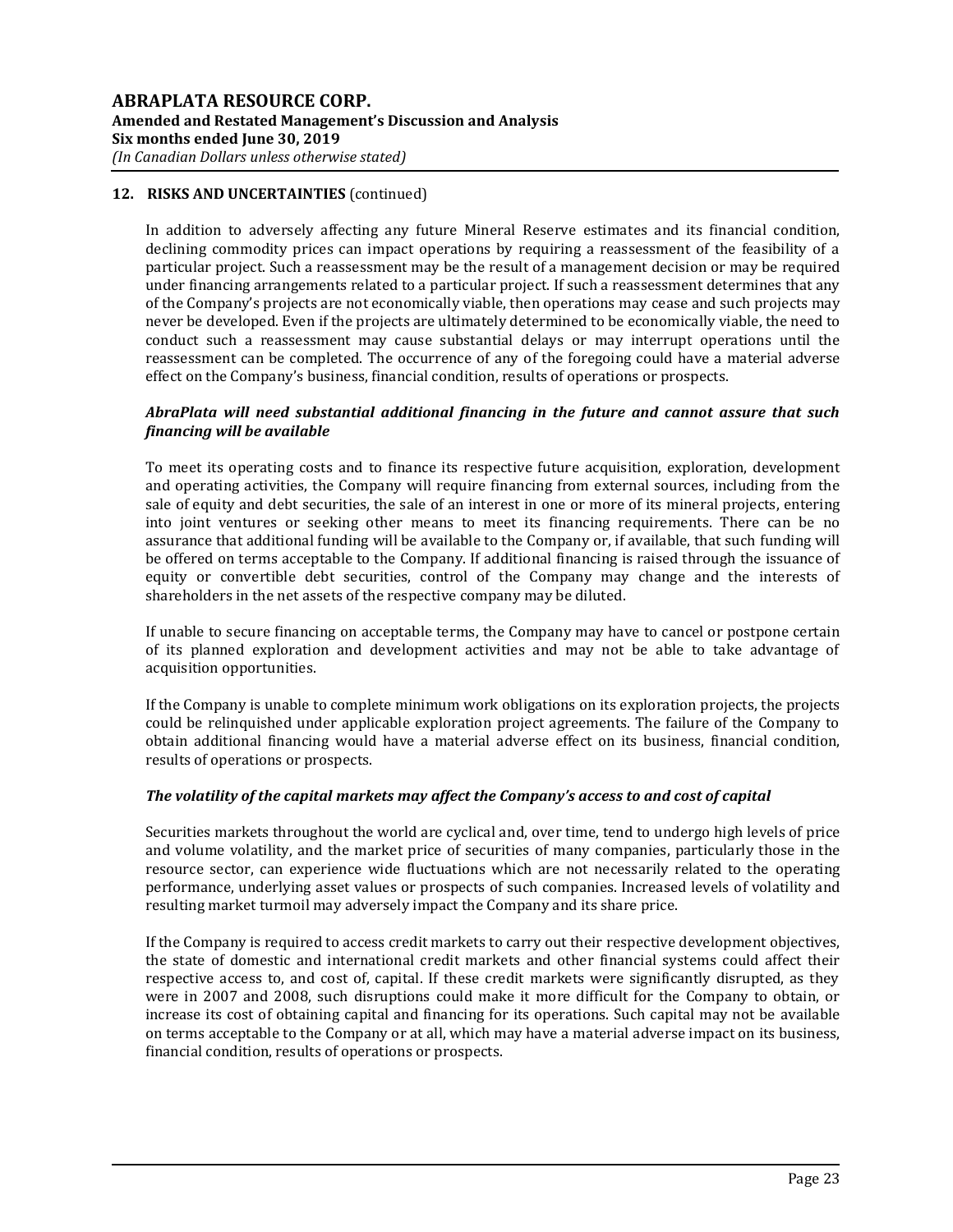## 12. RISKS AND UNCERTAINTIES (continued)

In addition to adversely affecting any future Mineral Reserve estimates and its financial condition, declining commodity prices can impact operations by requiring a reassessment of the feasibility of a particular project. Such a reassessment may be the result of a management decision or may be required under financing arrangements related to a particular project. If such a reassessment determines that any of the Company's projects are not economically viable, then operations may cease and such projects may never be developed. Even if the projects are ultimately determined to be economically viable, the need to conduct such a reassessment may cause substantial delays or may interrupt operations until the reassessment can be completed. The occurrence of any of the foregoing could have a material adverse effect on the Company's business, financial condition, results of operations or prospects.

***AbraPlata will need substantial additional financing in the future and cannot assure that such financing will be available***

To meet its operating costs and to finance its respective future acquisition, exploration, development and operating activities, the Company will require financing from external sources, including from the sale of equity and debt securities, the sale of an interest in one or more of its mineral projects, entering into joint ventures or seeking other means to meet its financing requirements. There can be no assurance that additional funding will be available to the Company or, if available, that such funding will be offered on terms acceptable to the Company. If additional financing is raised through the issuance of equity or convertible debt securities, control of the Company may change and the interests of shareholders in the net assets of the respective company may be diluted.

If unable to secure financing on acceptable terms, the Company may have to cancel or postpone certain of its planned exploration and development activities and may not be able to take advantage of acquisition opportunities.

If the Company is unable to complete minimum work obligations on its exploration projects, the projects could be relinquished under applicable exploration project agreements. The failure of the Company to obtain additional financing would have a material adverse effect on its business, financial condition, results of operations or prospects.

***The volatility of the capital markets may affect the Company's access to and cost of capital***

Securities markets throughout the world are cyclical and, over time, tend to undergo high levels of price and volume volatility, and the market price of securities of many companies, particularly those in the resource sector, can experience wide fluctuations which are not necessarily related to the operating performance, underlying asset values or prospects of such companies. Increased levels of volatility and resulting market turmoil may adversely impact the Company and its share price.

If the Company is required to access credit markets to carry out their respective development objectives, the state of domestic and international credit markets and other financial systems could affect their respective access to, and cost of, capital. If these credit markets were significantly disrupted, as they were in 2007 and 2008, such disruptions could make it more difficult for the Company to obtain, or increase its cost of obtaining capital and financing for its operations. Such capital may not be available on terms acceptable to the Company or at all, which may have a material adverse impact on its business, financial condition, results of operations or prospects.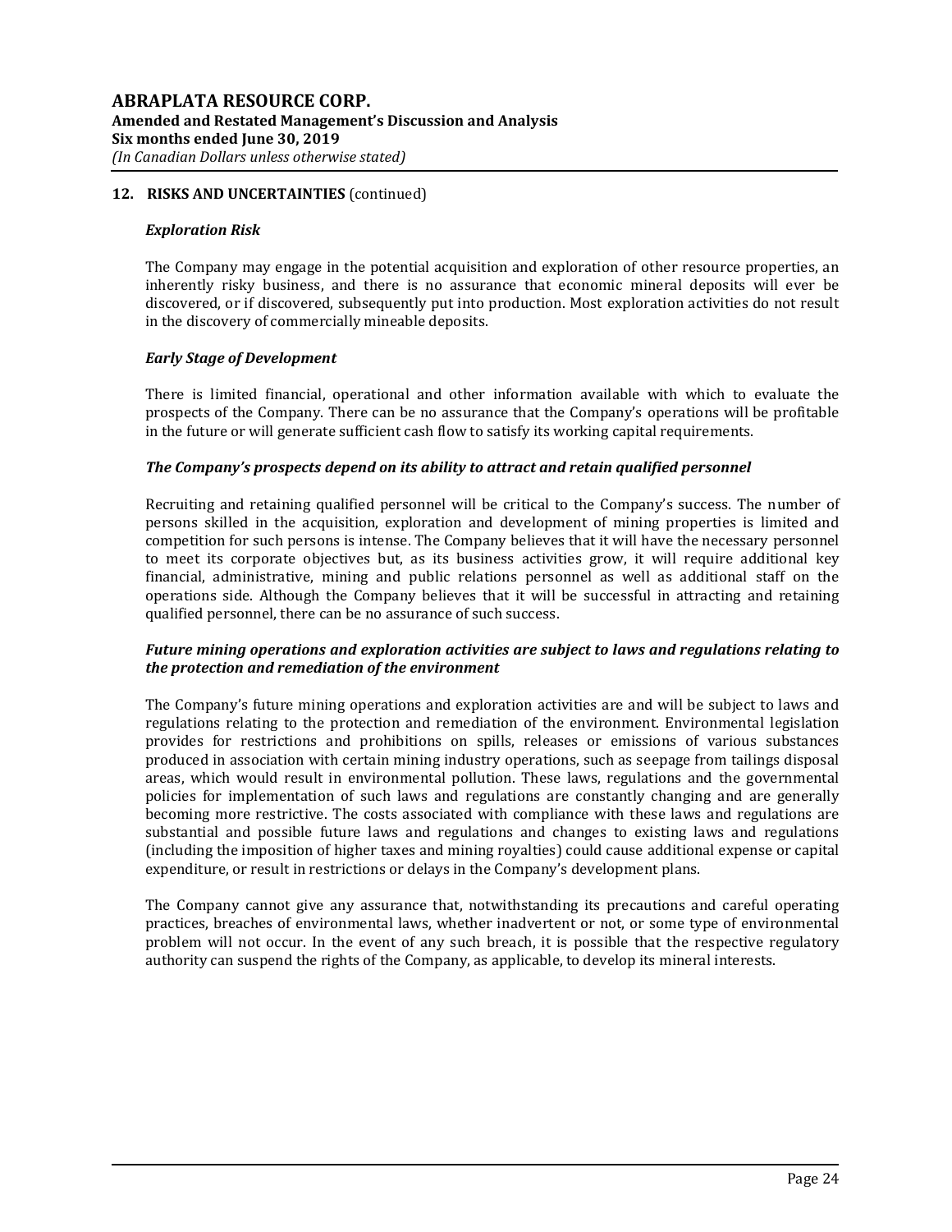## 12. RISKS AND UNCERTAINTIES (continued)

### *Exploration Risk*

The Company may engage in the potential acquisition and exploration of other resource properties, an inherently risky business, and there is no assurance that economic mineral deposits will ever be discovered, or if discovered, subsequently put into production. Most exploration activities do not result in the discovery of commercially mineable deposits.

### *Early Stage of Development*

There is limited financial, operational and other information available with which to evaluate the prospects of the Company. There can be no assurance that the Company's operations will be profitable in the future or will generate sufficient cash flow to satisfy its working capital requirements.

### *The Company's prospects depend on its ability to attract and retain qualified personnel*

Recruiting and retaining qualified personnel will be critical to the Company's success. The number of persons skilled in the acquisition, exploration and development of mining properties is limited and competition for such persons is intense. The Company believes that it will have the necessary personnel to meet its corporate objectives but, as its business activities grow, it will require additional key financial, administrative, mining and public relations personnel as well as additional staff on the operations side. Although the Company believes that it will be successful in attracting and retaining qualified personnel, there can be no assurance of such success.

### *Future mining operations and exploration activities are subject to laws and regulations relating to the protection and remediation of the environment*

The Company's future mining operations and exploration activities are and will be subject to laws and regulations relating to the protection and remediation of the environment. Environmental legislation provides for restrictions and prohibitions on spills, releases or emissions of various substances produced in association with certain mining industry operations, such as seepage from tailings disposal areas, which would result in environmental pollution. These laws, regulations and the governmental policies for implementation of such laws and regulations are constantly changing and are generally becoming more restrictive. The costs associated with compliance with these laws and regulations are substantial and possible future laws and regulations and changes to existing laws and regulations (including the imposition of higher taxes and mining royalties) could cause additional expense or capital expenditure, or result in restrictions or delays in the Company's development plans.

The Company cannot give any assurance that, notwithstanding its precautions and careful operating practices, breaches of environmental laws, whether inadvertent or not, or some type of environmental problem will not occur. In the event of any such breach, it is possible that the respective regulatory authority can suspend the rights of the Company, as applicable, to develop its mineral interests.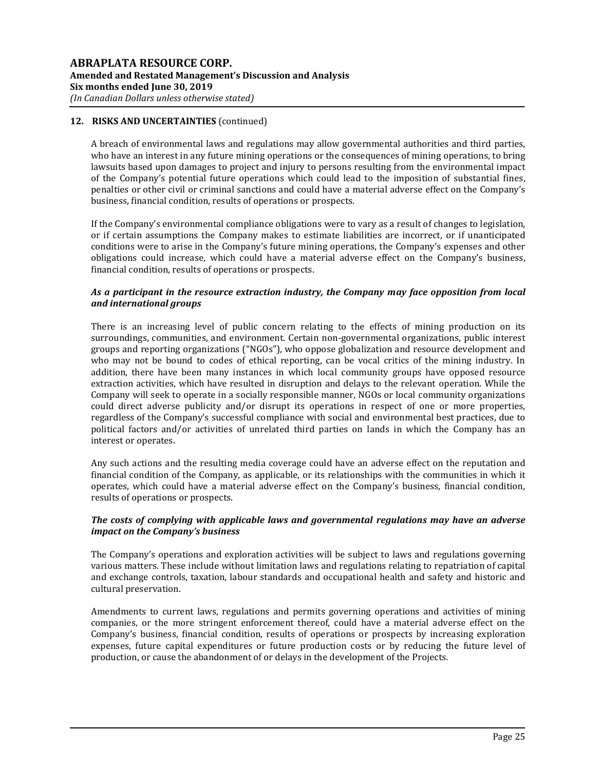## 12. RISKS AND UNCERTAINTIES (continued)

A breach of environmental laws and regulations may allow governmental authorities and third parties, who have an interest in any future mining operations or the consequences of mining operations, to bring lawsuits based upon damages to project and injury to persons resulting from the environmental impact of the Company's potential future operations which could lead to the imposition of substantial fines, penalties or other civil or criminal sanctions and could have a material adverse effect on the Company's business, financial condition, results of operations or prospects.

If the Company's environmental compliance obligations were to vary as a result of changes to legislation, or if certain assumptions the Company makes to estimate liabilities are incorrect, or if unanticipated conditions were to arise in the Company's future mining operations, the Company's expenses and other obligations could increase, which could have a material adverse effect on the Company's business, financial condition, results of operations or prospects.

***As a participant in the resource extraction industry, the Company may face opposition from local and international groups***

There is an increasing level of public concern relating to the effects of mining production on its surroundings, communities, and environment. Certain non-governmental organizations, public interest groups and reporting organizations ("NGOs"), who oppose globalization and resource development and who may not be bound to codes of ethical reporting, can be vocal critics of the mining industry. In addition, there have been many instances in which local community groups have opposed resource extraction activities, which have resulted in disruption and delays to the relevant operation. While the Company will seek to operate in a socially responsible manner, NGOs or local community organizations could direct adverse publicity and/or disrupt its operations in respect of one or more properties, regardless of the Company's successful compliance with social and environmental best practices, due to political factors and/or activities of unrelated third parties on lands in which the Company has an interest or operates.

Any such actions and the resulting media coverage could have an adverse effect on the reputation and financial condition of the Company, as applicable, or its relationships with the communities in which it operates, which could have a material adverse effect on the Company's business, financial condition, results of operations or prospects.

***The costs of complying with applicable laws and governmental regulations may have an adverse impact on the Company's business***

The Company's operations and exploration activities will be subject to laws and regulations governing various matters. These include without limitation laws and regulations relating to repatriation of capital and exchange controls, taxation, labour standards and occupational health and safety and historic and cultural preservation.

Amendments to current laws, regulations and permits governing operations and activities of mining companies, or the more stringent enforcement thereof, could have a material adverse effect on the Company's business, financial condition, results of operations or prospects by increasing exploration expenses, future capital expenditures or future production costs or by reducing the future level of production, or cause the abandonment of or delays in the development of the Projects.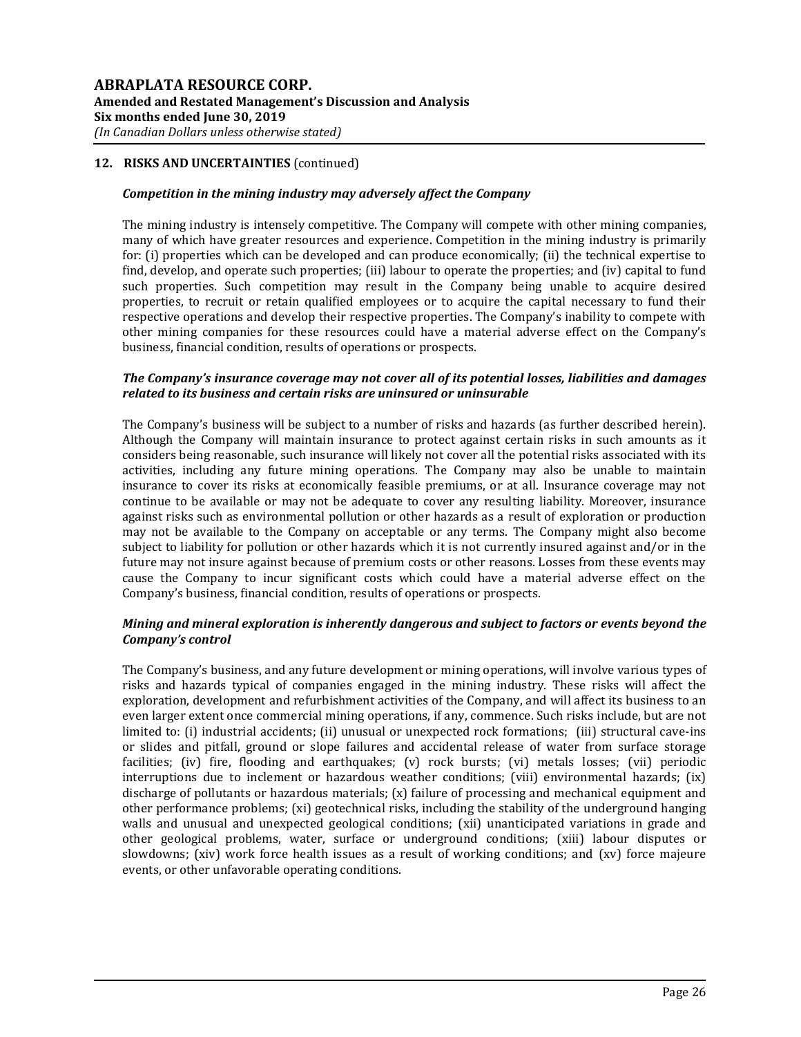## 12. RISKS AND UNCERTAINTIES (continued)

### *Competition in the mining industry may adversely affect the Company*

The mining industry is intensely competitive. The Company will compete with other mining companies, many of which have greater resources and experience. Competition in the mining industry is primarily for: (i) properties which can be developed and can produce economically; (ii) the technical expertise to find, develop, and operate such properties; (iii) labour to operate the properties; and (iv) capital to fund such properties. Such competition may result in the Company being unable to acquire desired properties, to recruit or retain qualified employees or to acquire the capital necessary to fund their respective operations and develop their respective properties. The Company's inability to compete with other mining companies for these resources could have a material adverse effect on the Company's business, financial condition, results of operations or prospects.

### *The Company's insurance coverage may not cover all of its potential losses, liabilities and damages related to its business and certain risks are uninsured or uninsurable*

The Company's business will be subject to a number of risks and hazards (as further described herein). Although the Company will maintain insurance to protect against certain risks in such amounts as it considers being reasonable, such insurance will likely not cover all the potential risks associated with its activities, including any future mining operations. The Company may also be unable to maintain insurance to cover its risks at economically feasible premiums, or at all. Insurance coverage may not continue to be available or may not be adequate to cover any resulting liability. Moreover, insurance against risks such as environmental pollution or other hazards as a result of exploration or production may not be available to the Company on acceptable or any terms. The Company might also become subject to liability for pollution or other hazards which it is not currently insured against and/or in the future may not insure against because of premium costs or other reasons. Losses from these events may cause the Company to incur significant costs which could have a material adverse effect on the Company's business, financial condition, results of operations or prospects.

### *Mining and mineral exploration is inherently dangerous and subject to factors or events beyond the Company's control*

The Company's business, and any future development or mining operations, will involve various types of risks and hazards typical of companies engaged in the mining industry. These risks will affect the exploration, development and refurbishment activities of the Company, and will affect its business to an even larger extent once commercial mining operations, if any, commence. Such risks include, but are not limited to: (i) industrial accidents; (ii) unusual or unexpected rock formations; (iii) structural cave-ins or slides and pitfall, ground or slope failures and accidental release of water from surface storage facilities; (iv) fire, flooding and earthquakes; (v) rock bursts; (vi) metals losses; (vii) periodic interruptions due to inclement or hazardous weather conditions; (viii) environmental hazards; (ix) discharge of pollutants or hazardous materials; (x) failure of processing and mechanical equipment and other performance problems; (xi) geotechnical risks, including the stability of the underground hanging walls and unusual and unexpected geological conditions; (xii) unanticipated variations in grade and other geological problems, water, surface or underground conditions; (xiii) labour disputes or slowdowns; (xiv) work force health issues as a result of working conditions; and (xv) force majeure events, or other unfavorable operating conditions.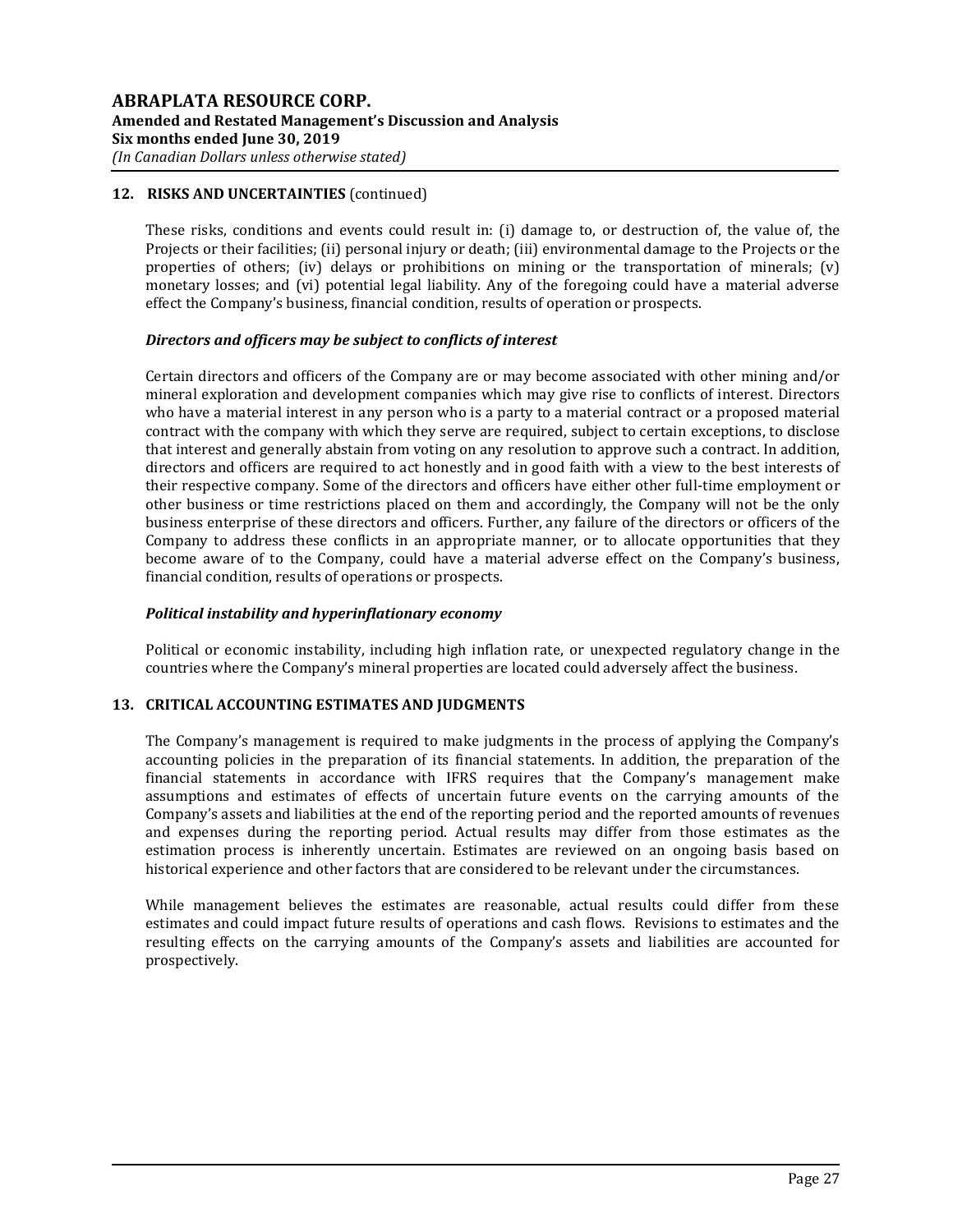## 12. RISKS AND UNCERTAINTIES (continued)

These risks, conditions and events could result in: (i) damage to, or destruction of, the value of, the Projects or their facilities; (ii) personal injury or death; (iii) environmental damage to the Projects or the properties of others; (iv) delays or prohibitions on mining or the transportation of minerals; (v) monetary losses; and (vi) potential legal liability. Any of the foregoing could have a material adverse effect the Company's business, financial condition, results of operation or prospects.

***Directors and officers may be subject to conflicts of interest***

Certain directors and officers of the Company are or may become associated with other mining and/or mineral exploration and development companies which may give rise to conflicts of interest. Directors who have a material interest in any person who is a party to a material contract or a proposed material contract with the company with which they serve are required, subject to certain exceptions, to disclose that interest and generally abstain from voting on any resolution to approve such a contract. In addition, directors and officers are required to act honestly and in good faith with a view to the best interests of their respective company. Some of the directors and officers have either other full-time employment or other business or time restrictions placed on them and accordingly, the Company will not be the only business enterprise of these directors and officers. Further, any failure of the directors or officers of the Company to address these conflicts in an appropriate manner, or to allocate opportunities that they become aware of to the Company, could have a material adverse effect on the Company's business, financial condition, results of operations or prospects.

***Political instability and hyperinflationary economy***

Political or economic instability, including high inflation rate, or unexpected regulatory change in the countries where the Company's mineral properties are located could adversely affect the business.

## 13. CRITICAL ACCOUNTING ESTIMATES AND JUDGMENTS

The Company's management is required to make judgments in the process of applying the Company's accounting policies in the preparation of its financial statements. In addition, the preparation of the financial statements in accordance with IFRS requires that the Company's management make assumptions and estimates of effects of uncertain future events on the carrying amounts of the Company's assets and liabilities at the end of the reporting period and the reported amounts of revenues and expenses during the reporting period. Actual results may differ from those estimates as the estimation process is inherently uncertain. Estimates are reviewed on an ongoing basis based on historical experience and other factors that are considered to be relevant under the circumstances.

While management believes the estimates are reasonable, actual results could differ from these estimates and could impact future results of operations and cash flows. Revisions to estimates and the resulting effects on the carrying amounts of the Company's assets and liabilities are accounted for prospectively.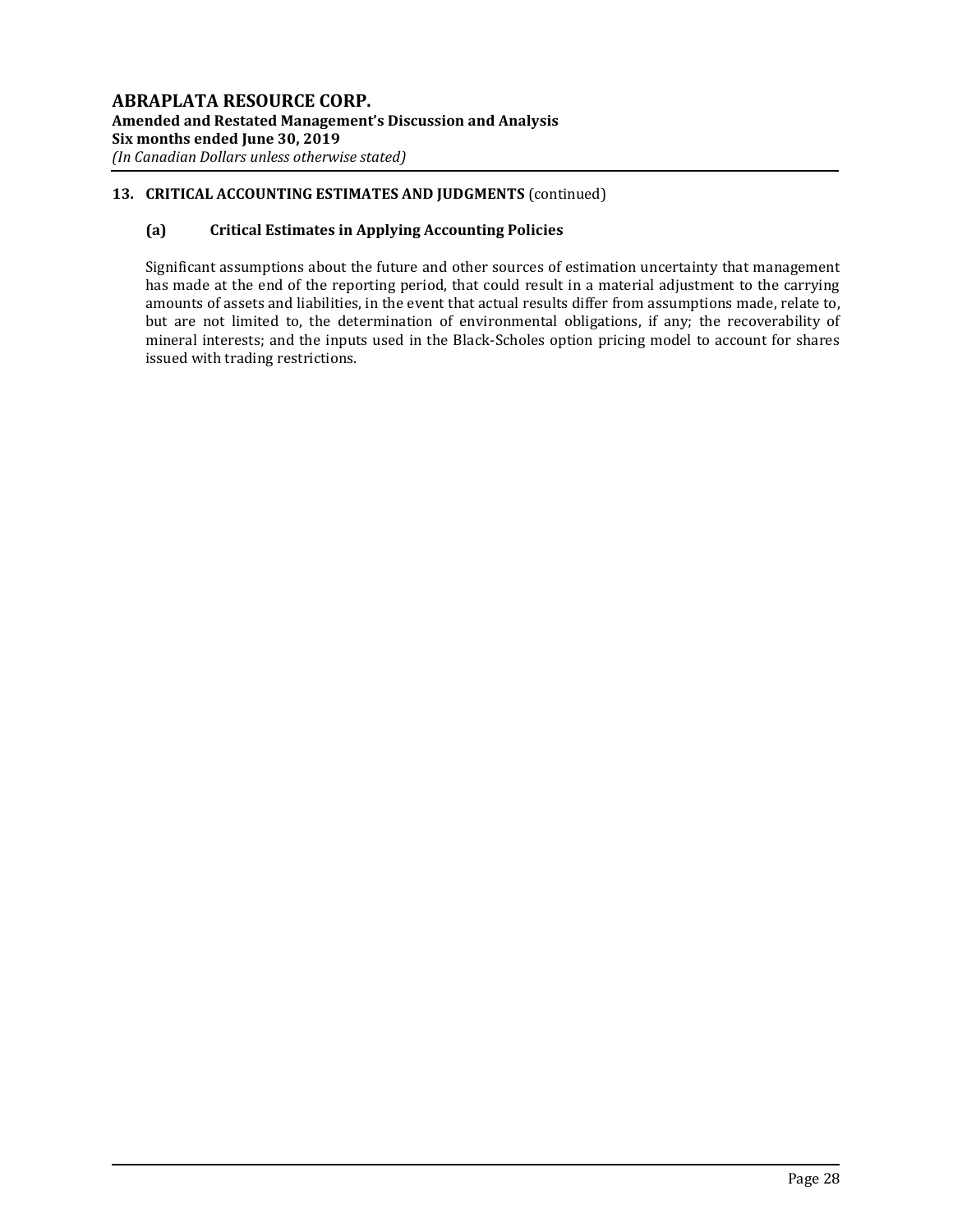## 13. CRITICAL ACCOUNTING ESTIMATES AND JUDGMENTS (continued)

### (a) Critical Estimates in Applying Accounting Policies

Significant assumptions about the future and other sources of estimation uncertainty that management has made at the end of the reporting period, that could result in a material adjustment to the carrying amounts of assets and liabilities, in the event that actual results differ from assumptions made, relate to, but are not limited to, the determination of environmental obligations, if any; the recoverability of mineral interests; and the inputs used in the Black-Scholes option pricing model to account for shares issued with trading restrictions.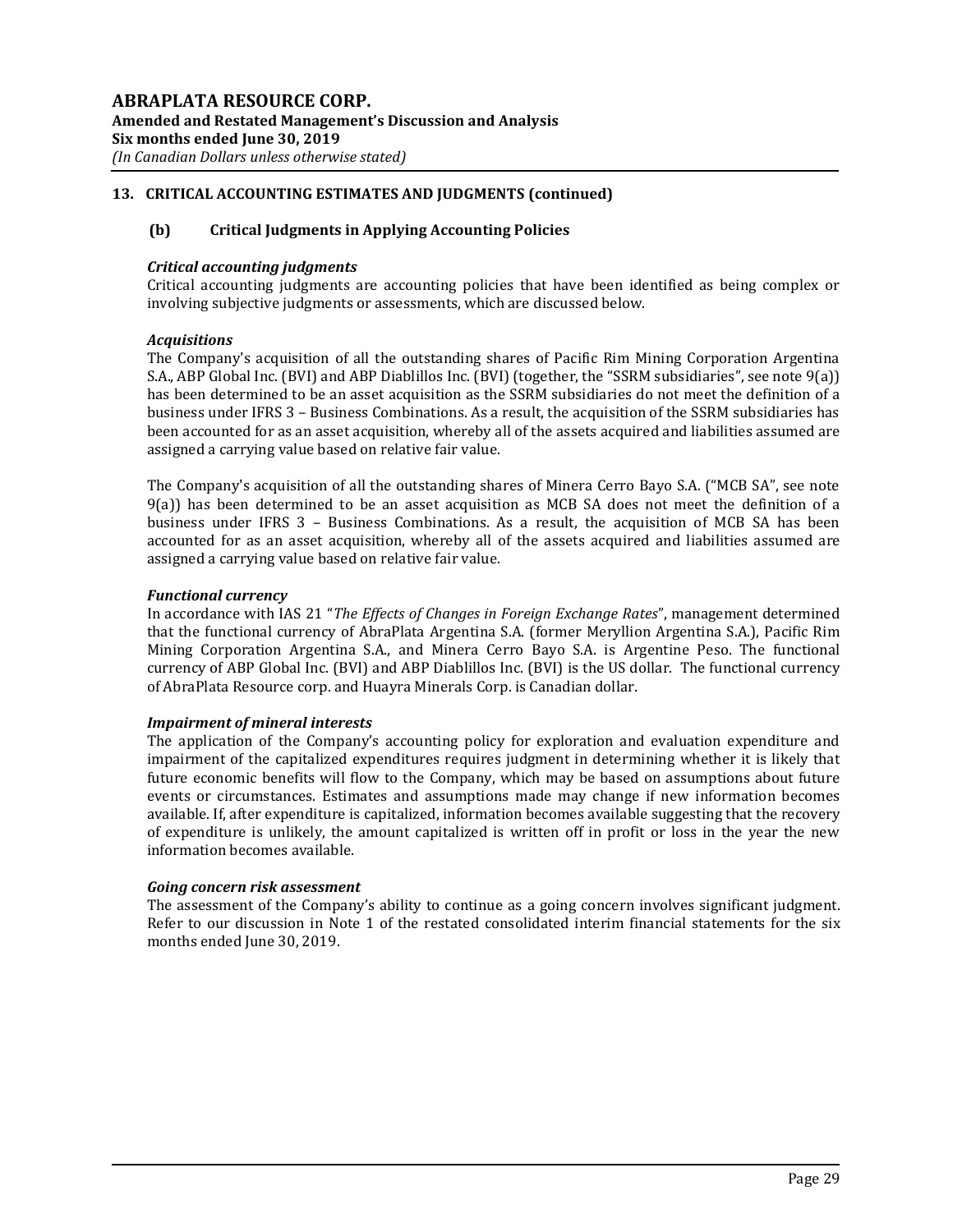## 13. CRITICAL ACCOUNTING ESTIMATES AND JUDGMENTS (continued)

### (b) Critical Judgments in Applying Accounting Policies

***Critical accounting judgments***

Critical accounting judgments are accounting policies that have been identified as being complex or involving subjective judgments or assessments, which are discussed below.

***Acquisitions***

The Company's acquisition of all the outstanding shares of Pacific Rim Mining Corporation Argentina S.A., ABP Global Inc. (BVI) and ABP Diablillos Inc. (BVI) (together, the "SSRM subsidiaries", see note 9(a)) has been determined to be an asset acquisition as the SSRM subsidiaries do not meet the definition of a business under IFRS 3 – Business Combinations. As a result, the acquisition of the SSRM subsidiaries has been accounted for as an asset acquisition, whereby all of the assets acquired and liabilities assumed are assigned a carrying value based on relative fair value.

The Company's acquisition of all the outstanding shares of Minera Cerro Bayo S.A. ("MCB SA", see note 9(a)) has been determined to be an asset acquisition as MCB SA does not meet the definition of a business under IFRS 3 – Business Combinations. As a result, the acquisition of MCB SA has been accounted for as an asset acquisition, whereby all of the assets acquired and liabilities assumed are assigned a carrying value based on relative fair value.

***Functional currency***

In accordance with IAS 21 "*The Effects of Changes in Foreign Exchange Rates*", management determined that the functional currency of AbraPlata Argentina S.A. (former Meryllion Argentina S.A.), Pacific Rim Mining Corporation Argentina S.A., and Minera Cerro Bayo S.A. is Argentine Peso. The functional currency of ABP Global Inc. (BVI) and ABP Diablillos Inc. (BVI) is the US dollar. The functional currency of AbraPlata Resource corp. and Huayra Minerals Corp. is Canadian dollar.

***Impairment of mineral interests***

The application of the Company's accounting policy for exploration and evaluation expenditure and impairment of the capitalized expenditures requires judgment in determining whether it is likely that future economic benefits will flow to the Company, which may be based on assumptions about future events or circumstances. Estimates and assumptions made may change if new information becomes available. If, after expenditure is capitalized, information becomes available suggesting that the recovery of expenditure is unlikely, the amount capitalized is written off in profit or loss in the year the new information becomes available.

***Going concern risk assessment***

The assessment of the Company's ability to continue as a going concern involves significant judgment. Refer to our discussion in Note 1 of the restated consolidated interim financial statements for the six months ended June 30, 2019.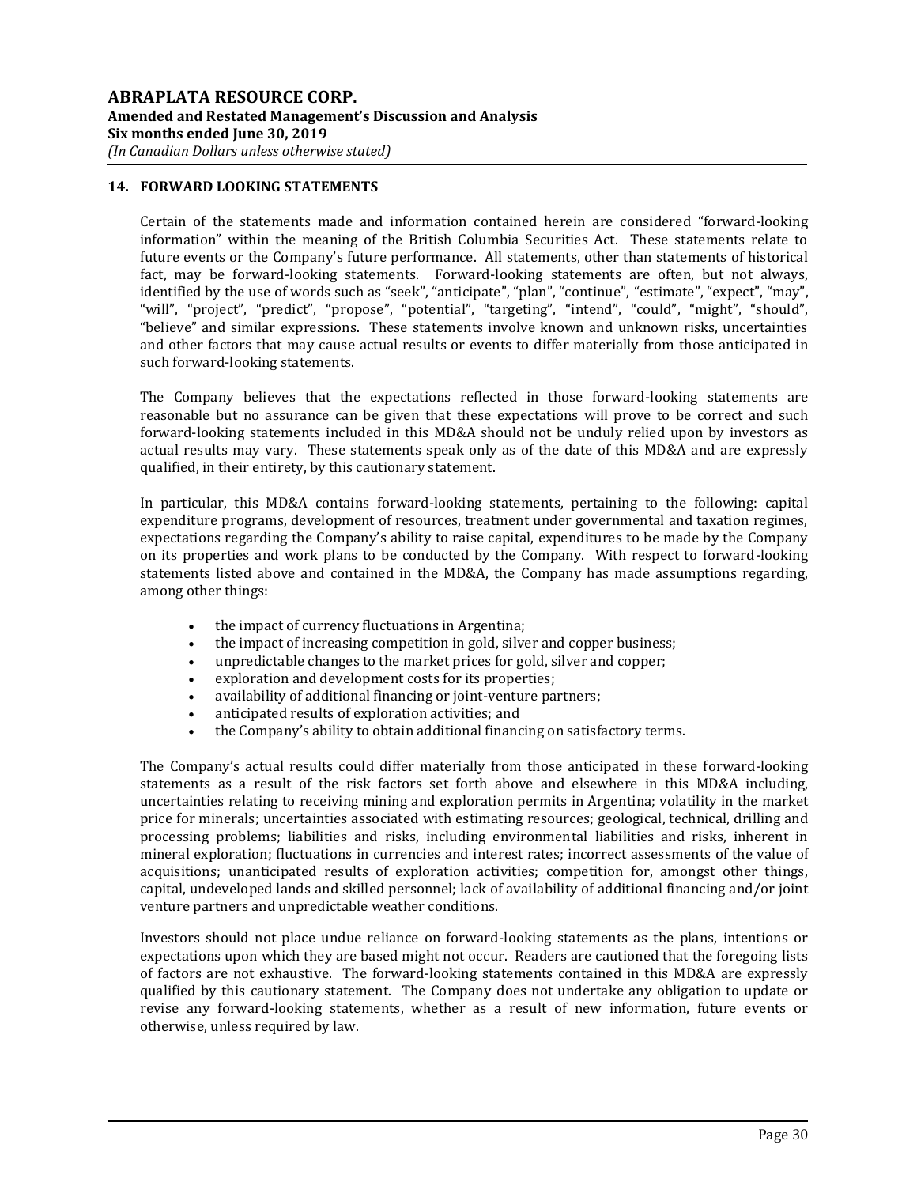## 14. FORWARD LOOKING STATEMENTS

Certain of the statements made and information contained herein are considered "forward-looking information" within the meaning of the British Columbia Securities Act. These statements relate to future events or the Company's future performance. All statements, other than statements of historical fact, may be forward-looking statements. Forward-looking statements are often, but not always, identified by the use of words such as "seek", "anticipate", "plan", "continue", "estimate", "expect", "may", "will", "project", "predict", "propose", "potential", "targeting", "intend", "could", "might", "should", "believe" and similar expressions. These statements involve known and unknown risks, uncertainties and other factors that may cause actual results or events to differ materially from those anticipated in such forward-looking statements.

The Company believes that the expectations reflected in those forward-looking statements are reasonable but no assurance can be given that these expectations will prove to be correct and such forward-looking statements included in this MD&A should not be unduly relied upon by investors as actual results may vary. These statements speak only as of the date of this MD&A and are expressly qualified, in their entirety, by this cautionary statement.

In particular, this MD&A contains forward-looking statements, pertaining to the following: capital expenditure programs, development of resources, treatment under governmental and taxation regimes, expectations regarding the Company's ability to raise capital, expenditures to be made by the Company on its properties and work plans to be conducted by the Company. With respect to forward-looking statements listed above and contained in the MD&A, the Company has made assumptions regarding, among other things:

- the impact of currency fluctuations in Argentina;
- the impact of increasing competition in gold, silver and copper business;
- unpredictable changes to the market prices for gold, silver and copper;
- exploration and development costs for its properties;
- availability of additional financing or joint-venture partners;
- anticipated results of exploration activities; and
- the Company's ability to obtain additional financing on satisfactory terms.

The Company's actual results could differ materially from those anticipated in these forward-looking statements as a result of the risk factors set forth above and elsewhere in this MD&A including, uncertainties relating to receiving mining and exploration permits in Argentina; volatility in the market price for minerals; uncertainties associated with estimating resources; geological, technical, drilling and processing problems; liabilities and risks, including environmental liabilities and risks, inherent in mineral exploration; fluctuations in currencies and interest rates; incorrect assessments of the value of acquisitions; unanticipated results of exploration activities; competition for, amongst other things, capital, undeveloped lands and skilled personnel; lack of availability of additional financing and/or joint venture partners and unpredictable weather conditions.

Investors should not place undue reliance on forward-looking statements as the plans, intentions or expectations upon which they are based might not occur. Readers are cautioned that the foregoing lists of factors are not exhaustive. The forward-looking statements contained in this MD&A are expressly qualified by this cautionary statement. The Company does not undertake any obligation to update or revise any forward-looking statements, whether as a result of new information, future events or otherwise, unless required by law.